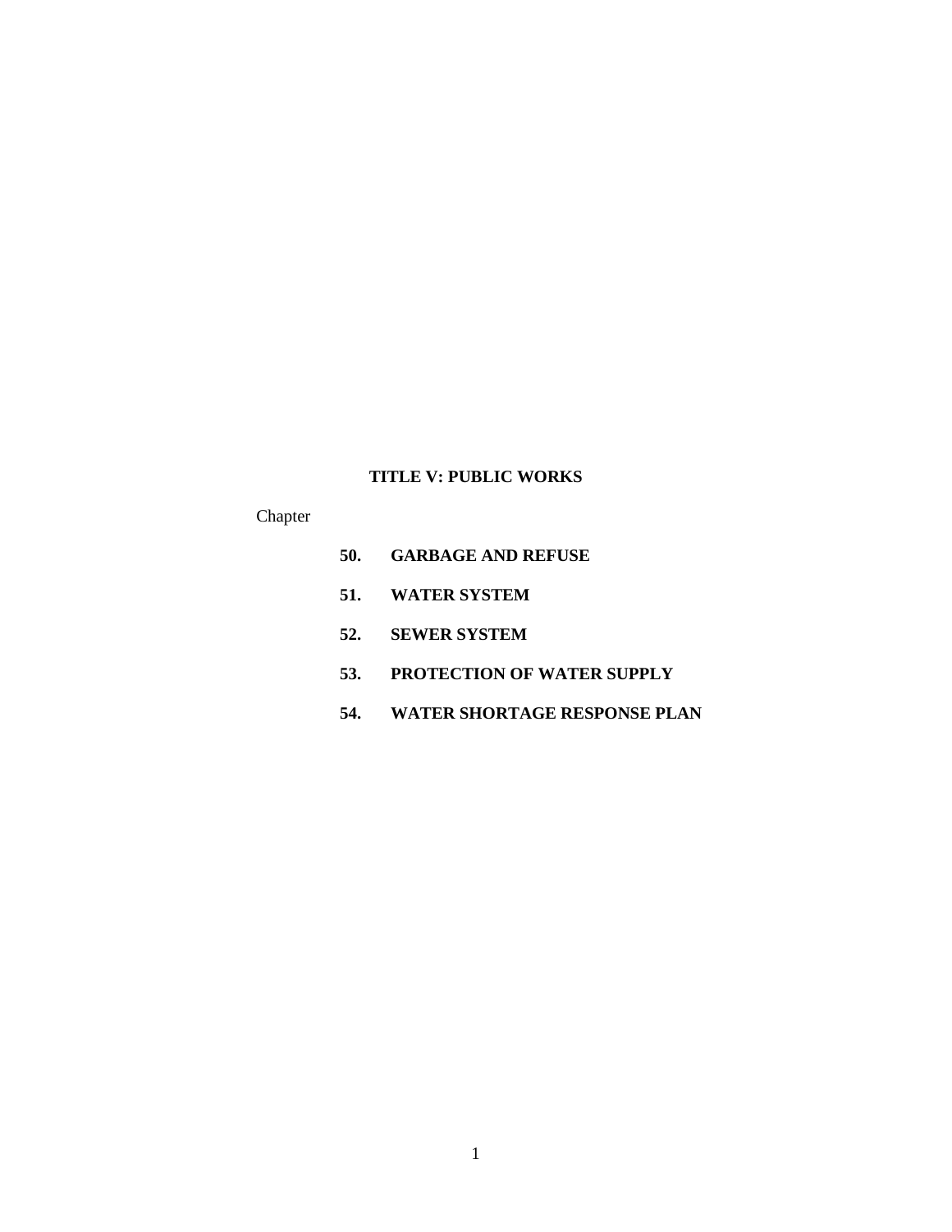# TITLE V: PUBLIC WORKS

Chapter

**50. GARBAGE AND REFUSE**

**51. WATER SYSTEM**

**52. SEWER SYSTEM**

**53. PROTECTION OF WATER SUPPLY**

**54. WATER SHORTAGE RESPONSE PLAN**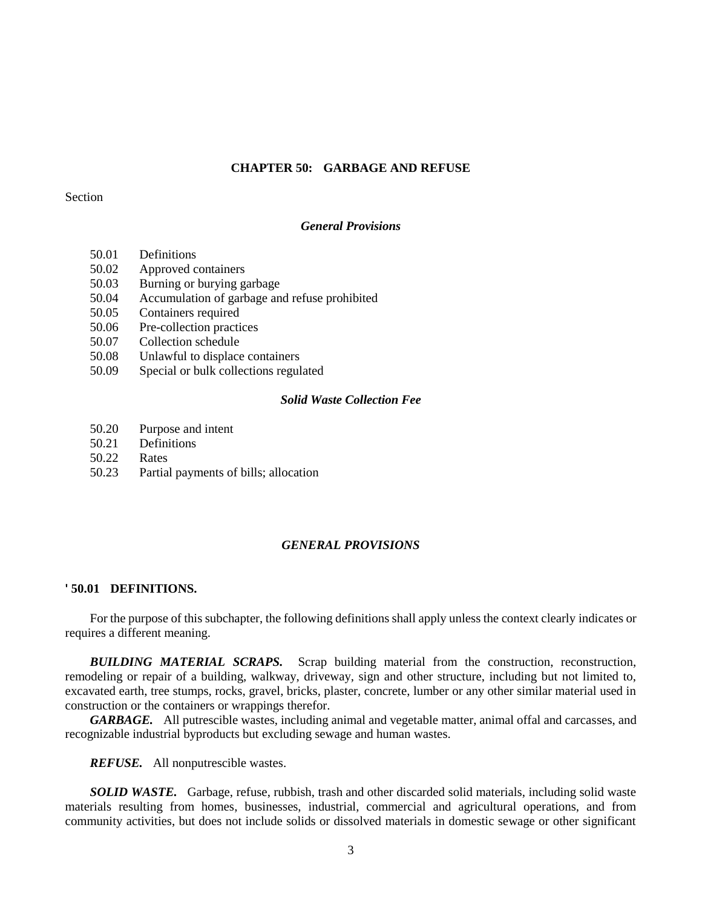# CHAPTER 50: GARBAGE AND REFUSE

Section

### *General Provisions*

- 50.01 Definitions
- 50.02 Approved containers
- 50.03 Burning or burying garbage
- 50.04 Accumulation of garbage and refuse prohibited
- 50.05 Containers required
- 50.06 Pre-collection practices
- 50.07 Collection schedule
- 50.08 Unlawful to displace containers
- 50.09 Special or bulk collections regulated

### *Solid Waste Collection Fee*

- 50.20 Purpose and intent
- 50.21 Definitions
- 50.22 Rates
- 50.23 Partial payments of bills; allocation

## *GENERAL PROVISIONS*

### ' 50.01 DEFINITIONS.

For the purpose of this subchapter, the following definitions shall apply unless the context clearly indicates or requires a different meaning.

***BUILDING MATERIAL SCRAPS.*** Scrap building material from the construction, reconstruction, remodeling or repair of a building, walkway, driveway, sign and other structure, including but not limited to, excavated earth, tree stumps, rocks, gravel, bricks, plaster, concrete, lumber or any other similar material used in construction or the containers or wrappings therefor.

***GARBAGE.*** All putrescible wastes, including animal and vegetable matter, animal offal and carcasses, and recognizable industrial byproducts but excluding sewage and human wastes.

***REFUSE.*** All nonputrescible wastes.

***SOLID WASTE.*** Garbage, refuse, rubbish, trash and other discarded solid materials, including solid waste materials resulting from homes, businesses, industrial, commercial and agricultural operations, and from community activities, but does not include solids or dissolved materials in domestic sewage or other significant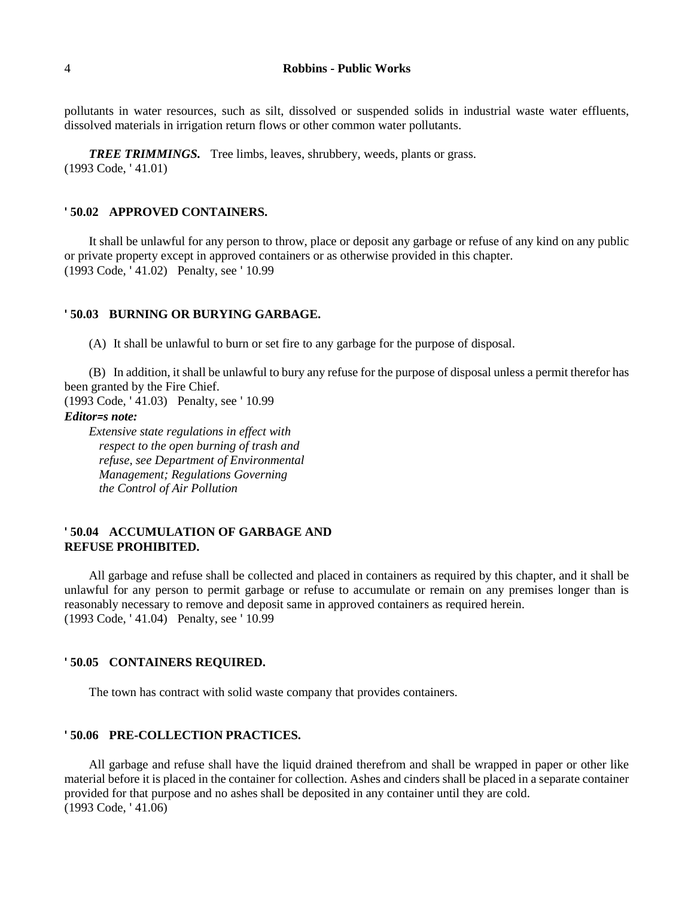pollutants in water resources, such as silt, dissolved or suspended solids in industrial waste water effluents, dissolved materials in irrigation return flows or other common water pollutants.

***TREE TRIMMINGS.*** Tree limbs, leaves, shrubbery, weeds, plants or grass.
(1993 Code, ' 41.01)

### ' 50.02 APPROVED CONTAINERS.

It shall be unlawful for any person to throw, place or deposit any garbage or refuse of any kind on any public or private property except in approved containers or as otherwise provided in this chapter.
(1993 Code, ' 41.02) Penalty, see ' 10.99

### ' 50.03 BURNING OR BURYING GARBAGE.

(A) It shall be unlawful to burn or set fire to any garbage for the purpose of disposal.

(B) In addition, it shall be unlawful to bury any refuse for the purpose of disposal unless a permit therefor has been granted by the Fire Chief.
(1993 Code, ' 41.03) Penalty, see ' 10.99

***Editor=s note:***

*Extensive state regulations in effect with respect to the open burning of trash and refuse, see Department of Environmental Management; Regulations Governing the Control of Air Pollution*

### ' 50.04 ACCUMULATION OF GARBAGE AND REFUSE PROHIBITED.

All garbage and refuse shall be collected and placed in containers as required by this chapter, and it shall be unlawful for any person to permit garbage or refuse to accumulate or remain on any premises longer than is reasonably necessary to remove and deposit same in approved containers as required herein.
(1993 Code, ' 41.04) Penalty, see ' 10.99

### ' 50.05 CONTAINERS REQUIRED.

The town has contract with solid waste company that provides containers.

### ' 50.06 PRE-COLLECTION PRACTICES.

All garbage and refuse shall have the liquid drained therefrom and shall be wrapped in paper or other like material before it is placed in the container for collection. Ashes and cinders shall be placed in a separate container provided for that purpose and no ashes shall be deposited in any container until they are cold.
(1993 Code, ' 41.06)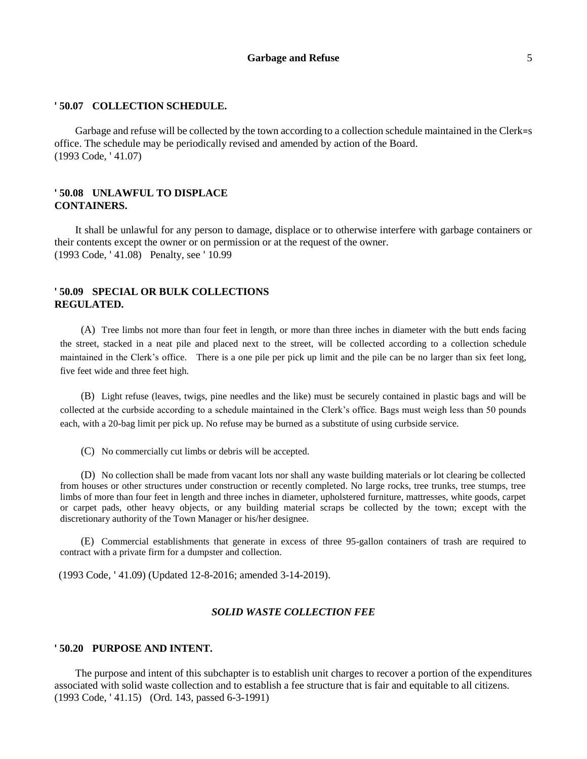### ' 50.07 COLLECTION SCHEDULE.

Garbage and refuse will be collected by the town according to a collection schedule maintained in the Clerk=s office. The schedule may be periodically revised and amended by action of the Board.
(1993 Code, ' 41.07)

### ' 50.08 UNLAWFUL TO DISPLACE CONTAINERS.

It shall be unlawful for any person to damage, displace or to otherwise interfere with garbage containers or their contents except the owner or on permission or at the request of the owner.
(1993 Code, ' 41.08) Penalty, see ' 10.99

### ' 50.09 SPECIAL OR BULK COLLECTIONS REGULATED.

(A) Tree limbs not more than four feet in length, or more than three inches in diameter with the butt ends facing the street, stacked in a neat pile and placed next to the street, will be collected according to a collection schedule maintained in the Clerk's office. There is a one pile per pick up limit and the pile can be no larger than six feet long, five feet wide and three feet high.

(B) Light refuse (leaves, twigs, pine needles and the like) must be securely contained in plastic bags and will be collected at the curbside according to a schedule maintained in the Clerk's office. Bags must weigh less than 50 pounds each, with a 20-bag limit per pick up. No refuse may be burned as a substitute of using curbside service.

(C) No commercially cut limbs or debris will be accepted.

(D) No collection shall be made from vacant lots nor shall any waste building materials or lot clearing be collected from houses or other structures under construction or recently completed. No large rocks, tree trunks, tree stumps, tree limbs of more than four feet in length and three inches in diameter, upholstered furniture, mattresses, white goods, carpet or carpet pads, other heavy objects, or any building material scraps be collected by the town; except with the discretionary authority of the Town Manager or his/her designee.

(E) Commercial establishments that generate in excess of three 95-gallon containers of trash are required to contract with a private firm for a dumpster and collection.

(1993 Code, ' 41.09) (Updated 12-8-2016; amended 3-14-2019).

## *SOLID WASTE COLLECTION FEE*

### ' 50.20 PURPOSE AND INTENT.

The purpose and intent of this subchapter is to establish unit charges to recover a portion of the expenditures associated with solid waste collection and to establish a fee structure that is fair and equitable to all citizens.
(1993 Code, ' 41.15) (Ord. 143, passed 6-3-1991)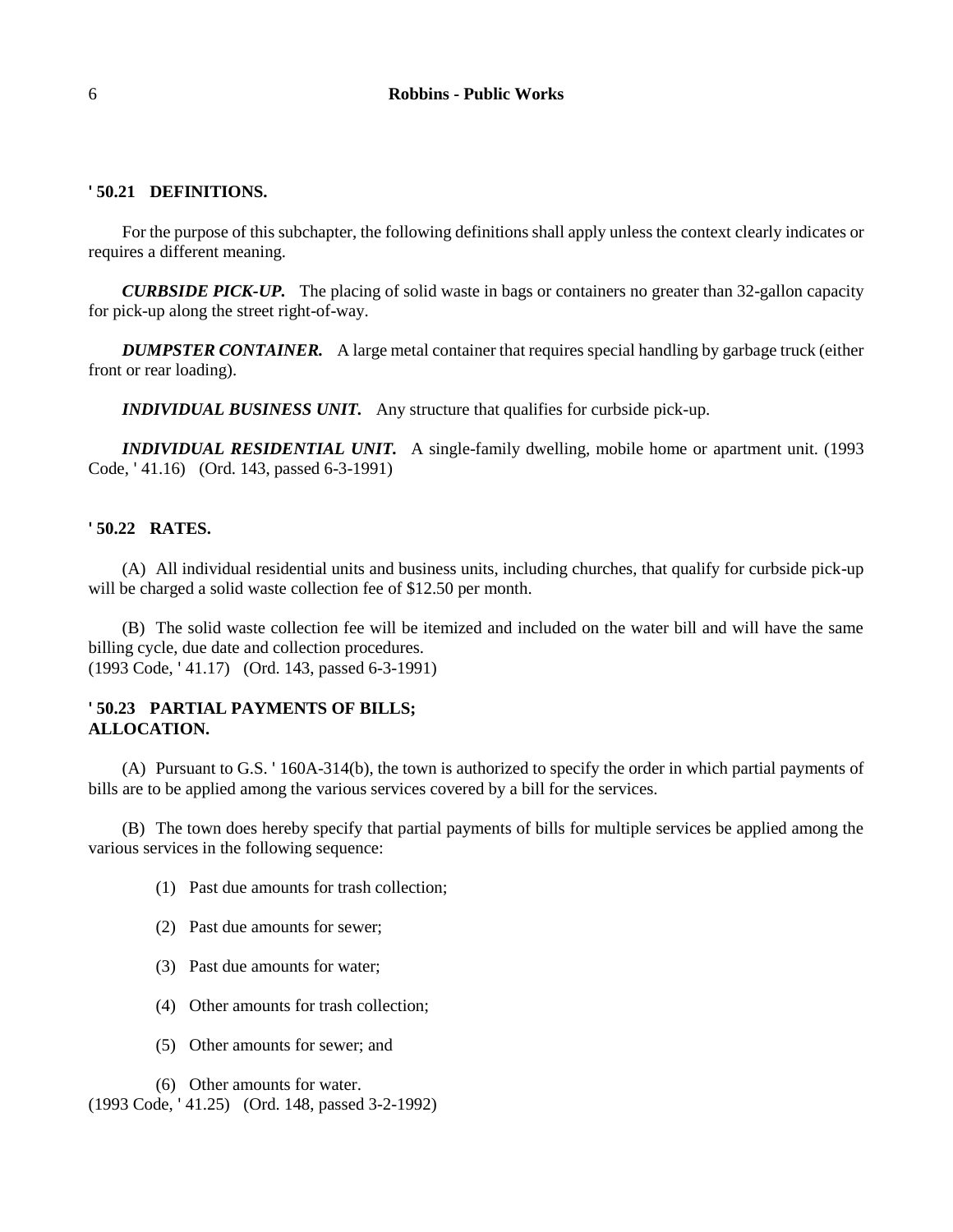### ' 50.21 DEFINITIONS.

For the purpose of this subchapter, the following definitions shall apply unless the context clearly indicates or requires a different meaning.

***CURBSIDE PICK-UP.*** The placing of solid waste in bags or containers no greater than 32-gallon capacity for pick-up along the street right-of-way.

***DUMPSTER CONTAINER.*** A large metal container that requires special handling by garbage truck (either front or rear loading).

***INDIVIDUAL BUSINESS UNIT.*** Any structure that qualifies for curbside pick-up.

***INDIVIDUAL RESIDENTIAL UNIT.*** A single-family dwelling, mobile home or apartment unit. (1993 Code, ' 41.16) (Ord. 143, passed 6-3-1991)

### ' 50.22 RATES.

(A) All individual residential units and business units, including churches, that qualify for curbside pick-up will be charged a solid waste collection fee of $12.50 per month.

(B) The solid waste collection fee will be itemized and included on the water bill and will have the same billing cycle, due date and collection procedures.
(1993 Code, ' 41.17) (Ord. 143, passed 6-3-1991)

### ' 50.23 PARTIAL PAYMENTS OF BILLS; ALLOCATION.

(A) Pursuant to G.S. ' 160A-314(b), the town is authorized to specify the order in which partial payments of bills are to be applied among the various services covered by a bill for the services.

(B) The town does hereby specify that partial payments of bills for multiple services be applied among the various services in the following sequence:

(1) Past due amounts for trash collection;

(2) Past due amounts for sewer;

(3) Past due amounts for water;

(4) Other amounts for trash collection;

(5) Other amounts for sewer; and

(6) Other amounts for water.
(1993 Code, ' 41.25) (Ord. 148, passed 3-2-1992)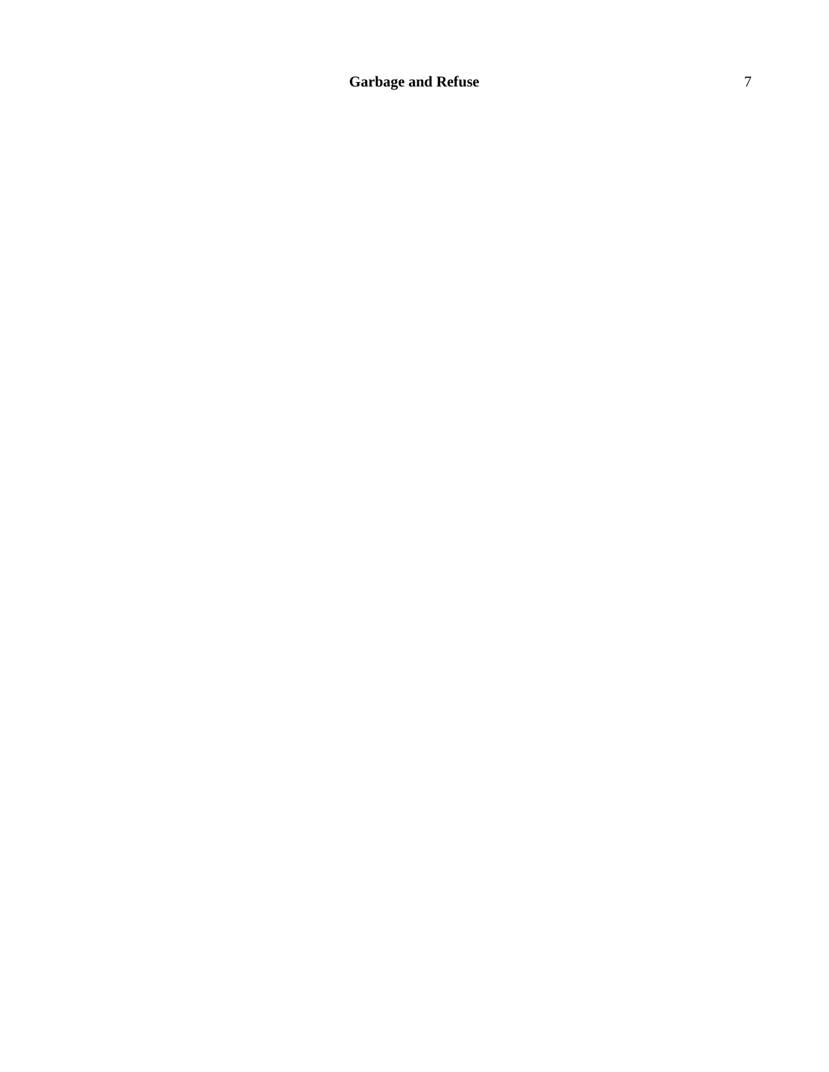**Garbage and Refuse**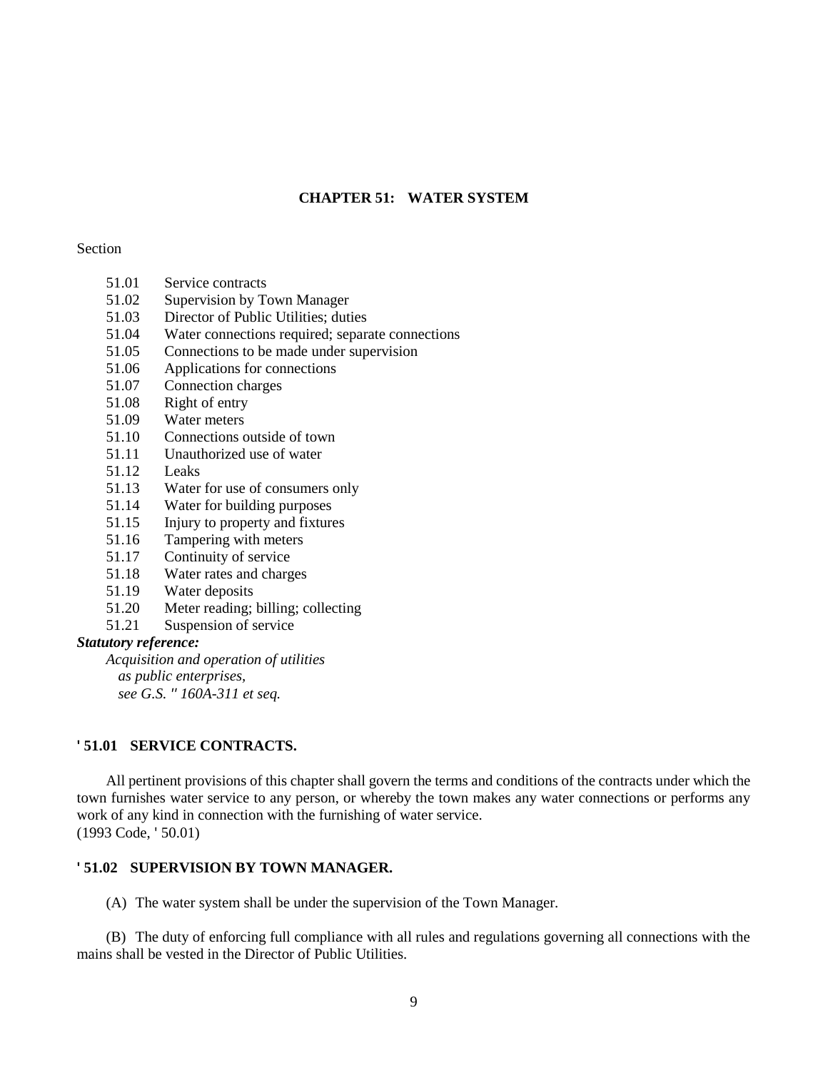# CHAPTER 51: WATER SYSTEM

Section

51.01 Service contracts
51.02 Supervision by Town Manager
51.03 Director of Public Utilities; duties
51.04 Water connections required; separate connections
51.05 Connections to be made under supervision
51.06 Applications for connections
51.07 Connection charges
51.08 Right of entry
51.09 Water meters
51.10 Connections outside of town
51.11 Unauthorized use of water
51.12 Leaks
51.13 Water for use of consumers only
51.14 Water for building purposes
51.15 Injury to property and fixtures
51.16 Tampering with meters
51.17 Continuity of service
51.18 Water rates and charges
51.19 Water deposits
51.20 Meter reading; billing; collecting
51.21 Suspension of service

***Statutory reference:***

*Acquisition and operation of utilities as public enterprises, see G.S. '' 160A-311 et seq.*

## ' 51.01 SERVICE CONTRACTS.

All pertinent provisions of this chapter shall govern the terms and conditions of the contracts under which the town furnishes water service to any person, or whereby the town makes any water connections or performs any work of any kind in connection with the furnishing of water service.
(1993 Code, ' 50.01)

## ' 51.02 SUPERVISION BY TOWN MANAGER.

(A) The water system shall be under the supervision of the Town Manager.

(B) The duty of enforcing full compliance with all rules and regulations governing all connections with the mains shall be vested in the Director of Public Utilities.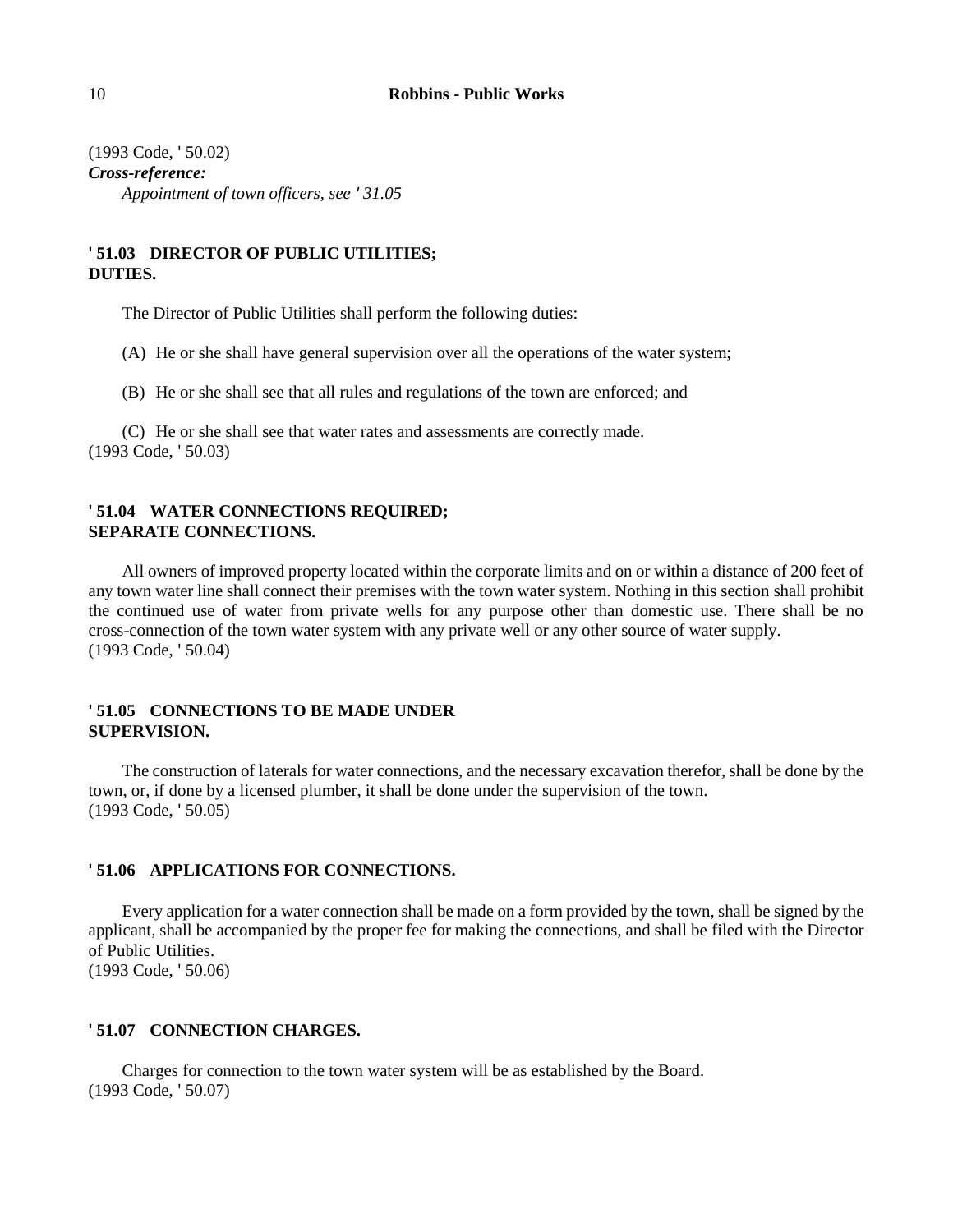(1993 Code, ' 50.02)

***Cross-reference:***

*Appointment of town officers, see ' 31.05*

### ' 51.03 DIRECTOR OF PUBLIC UTILITIES; DUTIES.

The Director of Public Utilities shall perform the following duties:

(A) He or she shall have general supervision over all the operations of the water system;

(B) He or she shall see that all rules and regulations of the town are enforced; and

(C) He or she shall see that water rates and assessments are correctly made.
(1993 Code, ' 50.03)

### ' 51.04 WATER CONNECTIONS REQUIRED; SEPARATE CONNECTIONS.

All owners of improved property located within the corporate limits and on or within a distance of 200 feet of any town water line shall connect their premises with the town water system. Nothing in this section shall prohibit the continued use of water from private wells for any purpose other than domestic use. There shall be no cross-connection of the town water system with any private well or any other source of water supply.
(1993 Code, ' 50.04)

### ' 51.05 CONNECTIONS TO BE MADE UNDER SUPERVISION.

The construction of laterals for water connections, and the necessary excavation therefor, shall be done by the town, or, if done by a licensed plumber, it shall be done under the supervision of the town.
(1993 Code, ' 50.05)

### ' 51.06 APPLICATIONS FOR CONNECTIONS.

Every application for a water connection shall be made on a form provided by the town, shall be signed by the applicant, shall be accompanied by the proper fee for making the connections, and shall be filed with the Director of Public Utilities.
(1993 Code, ' 50.06)

### ' 51.07 CONNECTION CHARGES.

Charges for connection to the town water system will be as established by the Board.
(1993 Code, ' 50.07)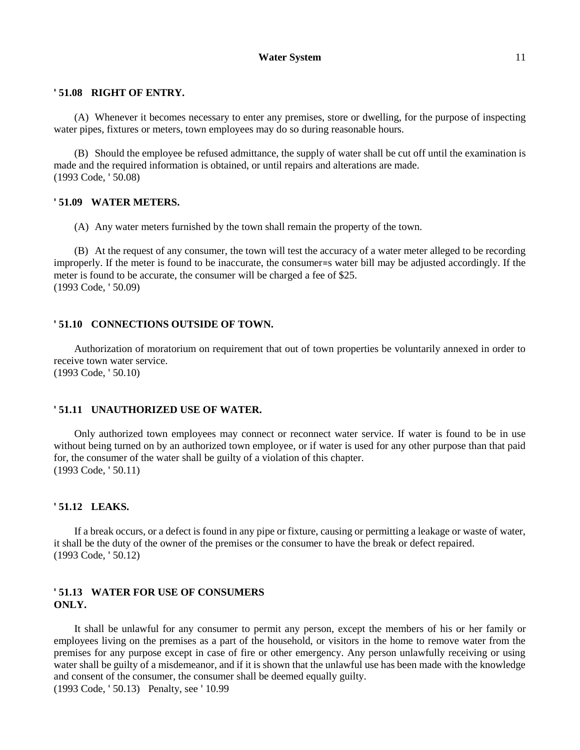## ' 51.08 RIGHT OF ENTRY.

(A) Whenever it becomes necessary to enter any premises, store or dwelling, for the purpose of inspecting water pipes, fixtures or meters, town employees may do so during reasonable hours.

(B) Should the employee be refused admittance, the supply of water shall be cut off until the examination is made and the required information is obtained, or until repairs and alterations are made.
(1993 Code, ' 50.08)

## ' 51.09 WATER METERS.

(A) Any water meters furnished by the town shall remain the property of the town.

(B) At the request of any consumer, the town will test the accuracy of a water meter alleged to be recording improperly. If the meter is found to be inaccurate, the consumer=s water bill may be adjusted accordingly. If the meter is found to be accurate, the consumer will be charged a fee of $25.
(1993 Code, ' 50.09)

## ' 51.10 CONNECTIONS OUTSIDE OF TOWN.

Authorization of moratorium on requirement that out of town properties be voluntarily annexed in order to receive town water service.
(1993 Code, ' 50.10)

## ' 51.11 UNAUTHORIZED USE OF WATER.

Only authorized town employees may connect or reconnect water service. If water is found to be in use without being turned on by an authorized town employee, or if water is used for any other purpose than that paid for, the consumer of the water shall be guilty of a violation of this chapter.
(1993 Code, ' 50.11)

## ' 51.12 LEAKS.

If a break occurs, or a defect is found in any pipe or fixture, causing or permitting a leakage or waste of water, it shall be the duty of the owner of the premises or the consumer to have the break or defect repaired.
(1993 Code, ' 50.12)

## ' 51.13 WATER FOR USE OF CONSUMERS ONLY.

It shall be unlawful for any consumer to permit any person, except the members of his or her family or employees living on the premises as a part of the household, or visitors in the home to remove water from the premises for any purpose except in case of fire or other emergency. Any person unlawfully receiving or using water shall be guilty of a misdemeanor, and if it is shown that the unlawful use has been made with the knowledge and consent of the consumer, the consumer shall be deemed equally guilty.
(1993 Code, ' 50.13) Penalty, see ' 10.99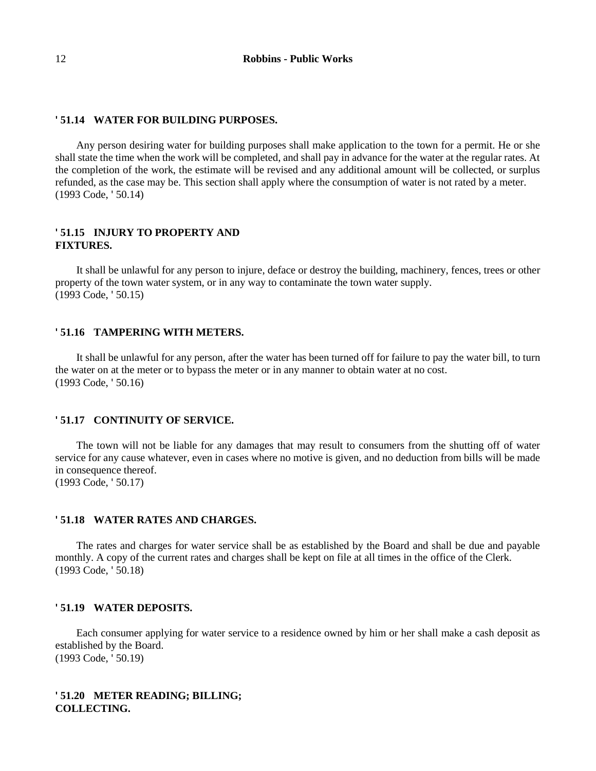### ' 51.14 WATER FOR BUILDING PURPOSES.

Any person desiring water for building purposes shall make application to the town for a permit. He or she shall state the time when the work will be completed, and shall pay in advance for the water at the regular rates. At the completion of the work, the estimate will be revised and any additional amount will be collected, or surplus refunded, as the case may be. This section shall apply where the consumption of water is not rated by a meter.
(1993 Code, ' 50.14)

### ' 51.15 INJURY TO PROPERTY AND FIXTURES.

It shall be unlawful for any person to injure, deface or destroy the building, machinery, fences, trees or other property of the town water system, or in any way to contaminate the town water supply.
(1993 Code, ' 50.15)

### ' 51.16 TAMPERING WITH METERS.

It shall be unlawful for any person, after the water has been turned off for failure to pay the water bill, to turn the water on at the meter or to bypass the meter or in any manner to obtain water at no cost.
(1993 Code, ' 50.16)

### ' 51.17 CONTINUITY OF SERVICE.

The town will not be liable for any damages that may result to consumers from the shutting off of water service for any cause whatever, even in cases where no motive is given, and no deduction from bills will be made in consequence thereof.
(1993 Code, ' 50.17)

### ' 51.18 WATER RATES AND CHARGES.

The rates and charges for water service shall be as established by the Board and shall be due and payable monthly. A copy of the current rates and charges shall be kept on file at all times in the office of the Clerk.
(1993 Code, ' 50.18)

### ' 51.19 WATER DEPOSITS.

Each consumer applying for water service to a residence owned by him or her shall make a cash deposit as established by the Board.
(1993 Code, ' 50.19)

### ' 51.20 METER READING; BILLING; COLLECTING.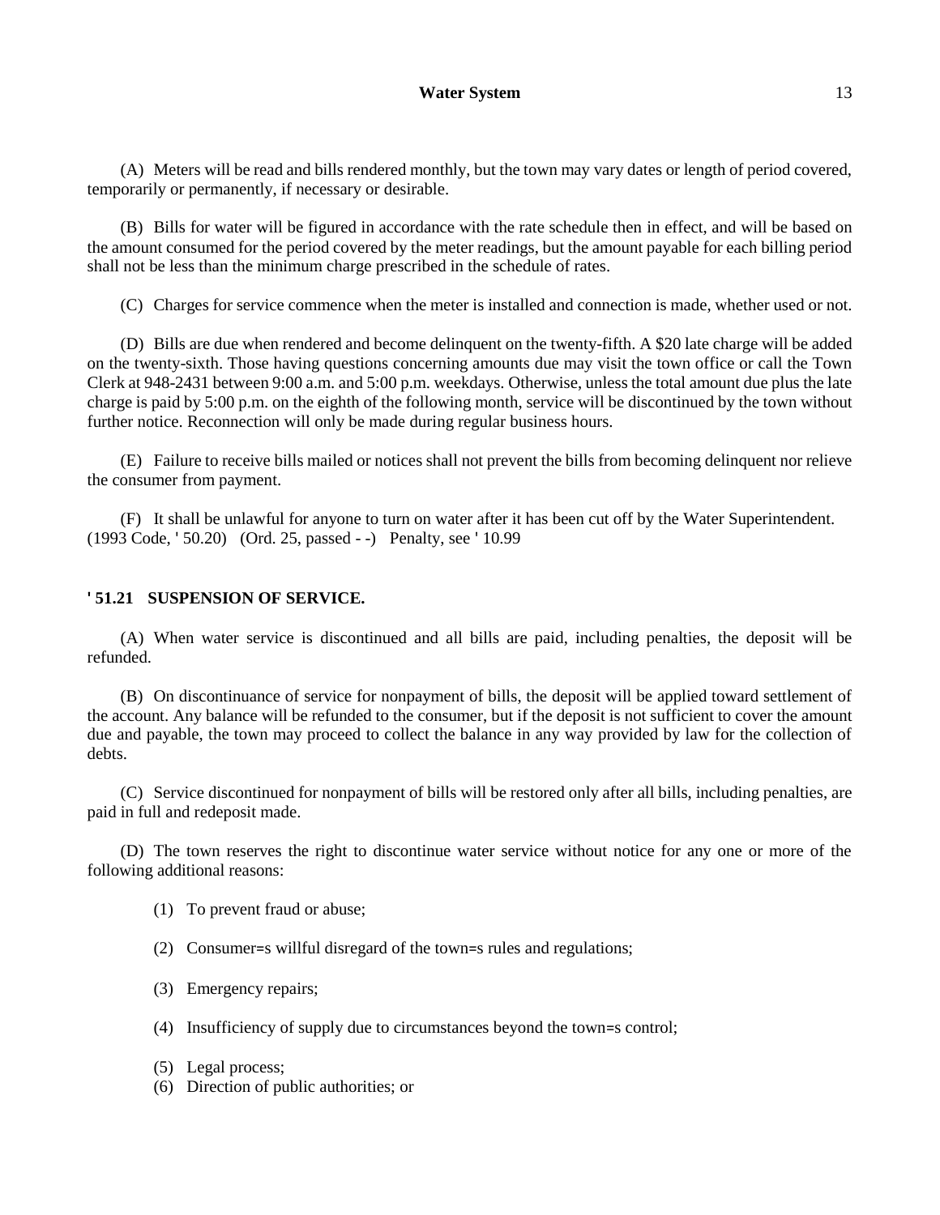(A) Meters will be read and bills rendered monthly, but the town may vary dates or length of period covered, temporarily or permanently, if necessary or desirable.

(B) Bills for water will be figured in accordance with the rate schedule then in effect, and will be based on the amount consumed for the period covered by the meter readings, but the amount payable for each billing period shall not be less than the minimum charge prescribed in the schedule of rates.

(C) Charges for service commence when the meter is installed and connection is made, whether used or not.

(D) Bills are due when rendered and become delinquent on the twenty-fifth. A $20 late charge will be added on the twenty-sixth. Those having questions concerning amounts due may visit the town office or call the Town Clerk at 948-2431 between 9:00 a.m. and 5:00 p.m. weekdays. Otherwise, unless the total amount due plus the late charge is paid by 5:00 p.m. on the eighth of the following month, service will be discontinued by the town without further notice. Reconnection will only be made during regular business hours.

(E) Failure to receive bills mailed or notices shall not prevent the bills from becoming delinquent nor relieve the consumer from payment.

(F) It shall be unlawful for anyone to turn on water after it has been cut off by the Water Superintendent.
(1993 Code, ' 50.20) (Ord. 25, passed - -) Penalty, see ' 10.99

**' 51.21 SUSPENSION OF SERVICE.**

(A) When water service is discontinued and all bills are paid, including penalties, the deposit will be refunded.

(B) On discontinuance of service for nonpayment of bills, the deposit will be applied toward settlement of the account. Any balance will be refunded to the consumer, but if the deposit is not sufficient to cover the amount due and payable, the town may proceed to collect the balance in any way provided by law for the collection of debts.

(C) Service discontinued for nonpayment of bills will be restored only after all bills, including penalties, are paid in full and redeposit made.

(D) The town reserves the right to discontinue water service without notice for any one or more of the following additional reasons:

(1) To prevent fraud or abuse;

(2) Consumer=s willful disregard of the town=s rules and regulations;

(3) Emergency repairs;

(4) Insufficiency of supply due to circumstances beyond the town=s control;

(5) Legal process;

(6) Direction of public authorities; or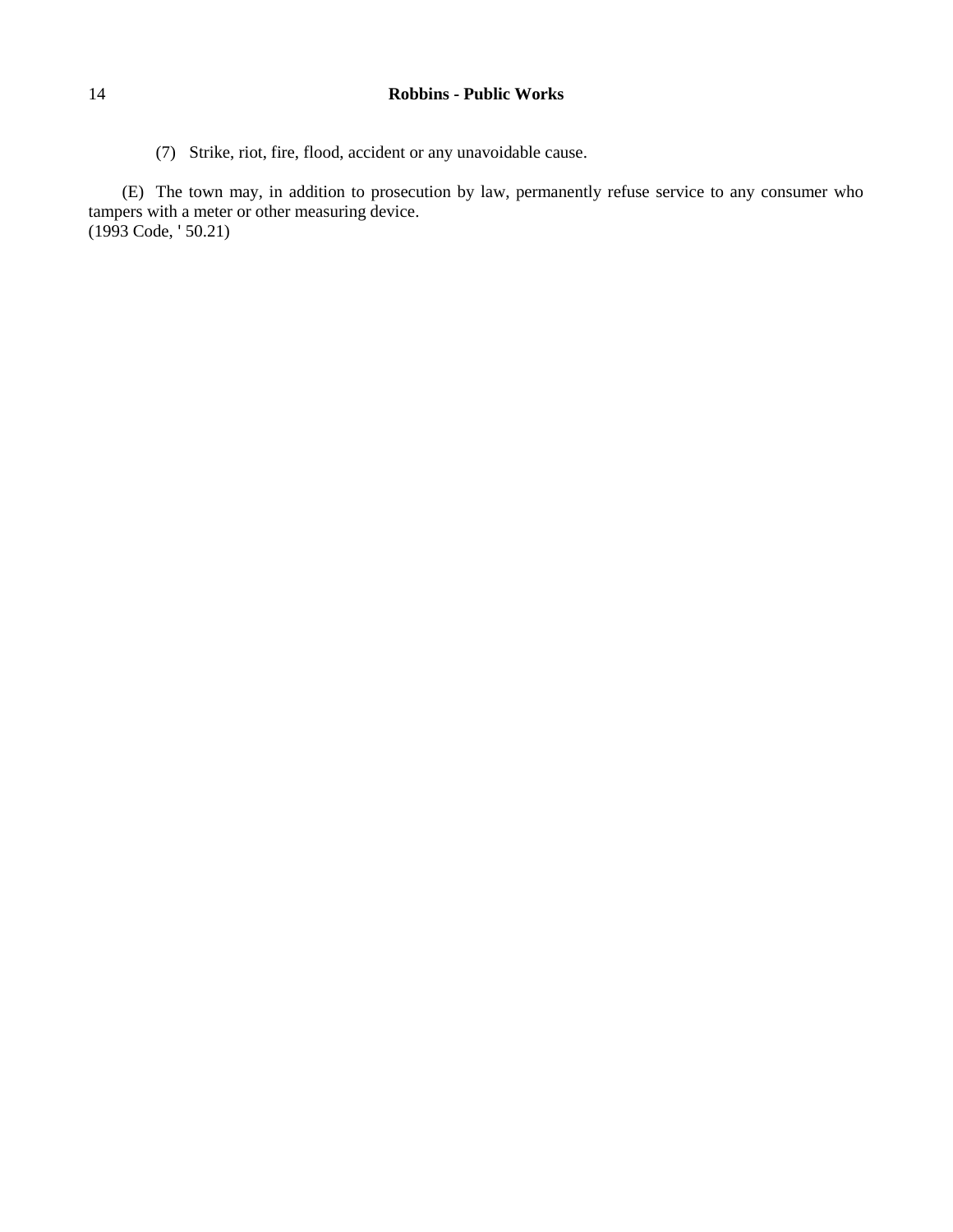(7) Strike, riot, fire, flood, accident or any unavoidable cause.

(E) The town may, in addition to prosecution by law, permanently refuse service to any consumer who tampers with a meter or other measuring device.
(1993 Code, ' 50.21)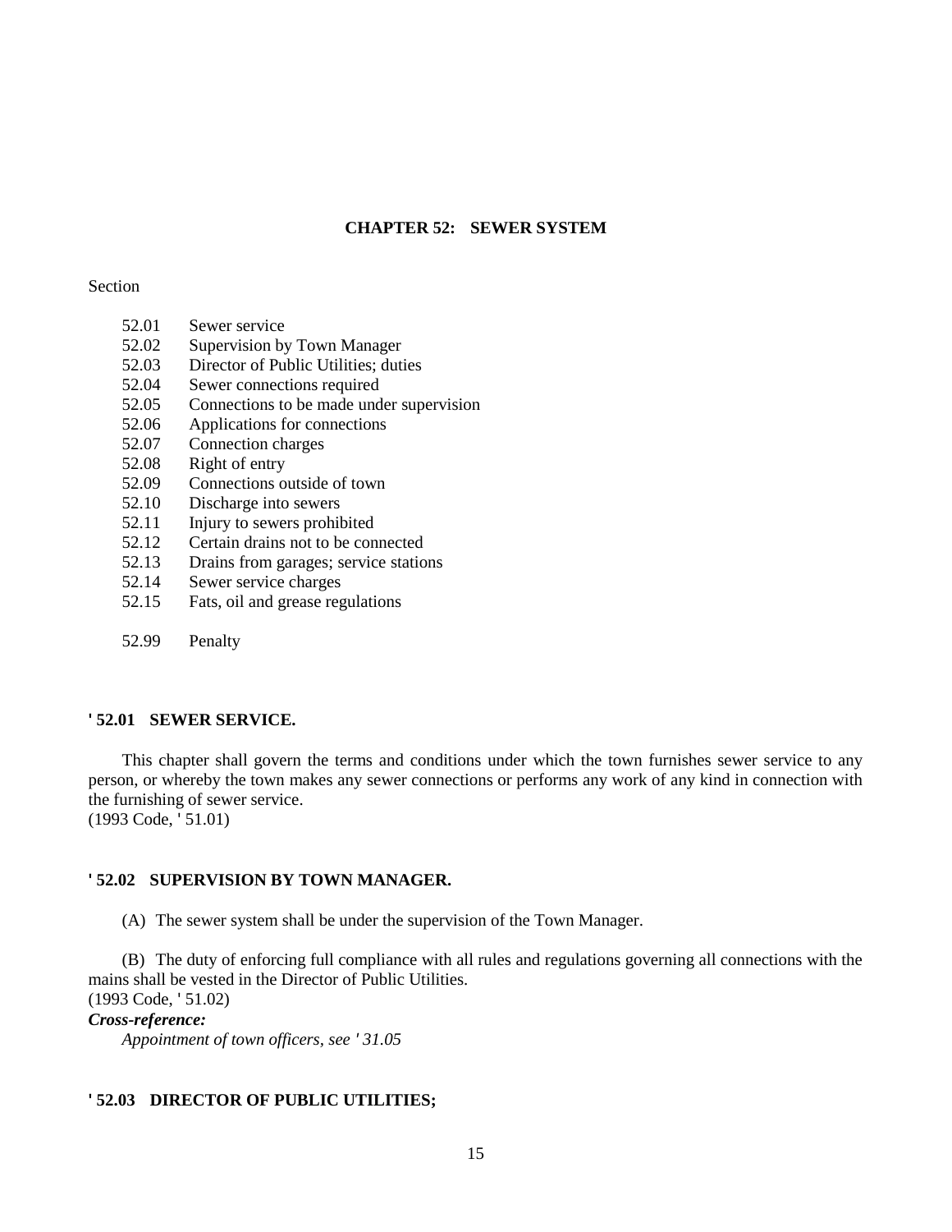# CHAPTER 52: SEWER SYSTEM

Section

52.01 Sewer service
52.02 Supervision by Town Manager
52.03 Director of Public Utilities; duties
52.04 Sewer connections required
52.05 Connections to be made under supervision
52.06 Applications for connections
52.07 Connection charges
52.08 Right of entry
52.09 Connections outside of town
52.10 Discharge into sewers
52.11 Injury to sewers prohibited
52.12 Certain drains not to be connected
52.13 Drains from garages; service stations
52.14 Sewer service charges
52.15 Fats, oil and grease regulations

52.99 Penalty

## ' 52.01 SEWER SERVICE.

This chapter shall govern the terms and conditions under which the town furnishes sewer service to any person, or whereby the town makes any sewer connections or performs any work of any kind in connection with the furnishing of sewer service.
(1993 Code, ' 51.01)

## ' 52.02 SUPERVISION BY TOWN MANAGER.

(A) The sewer system shall be under the supervision of the Town Manager.

(B) The duty of enforcing full compliance with all rules and regulations governing all connections with the mains shall be vested in the Director of Public Utilities.
(1993 Code, ' 51.02)

***Cross-reference:***
*Appointment of town officers, see ' 31.05*

## ' 52.03 DIRECTOR OF PUBLIC UTILITIES;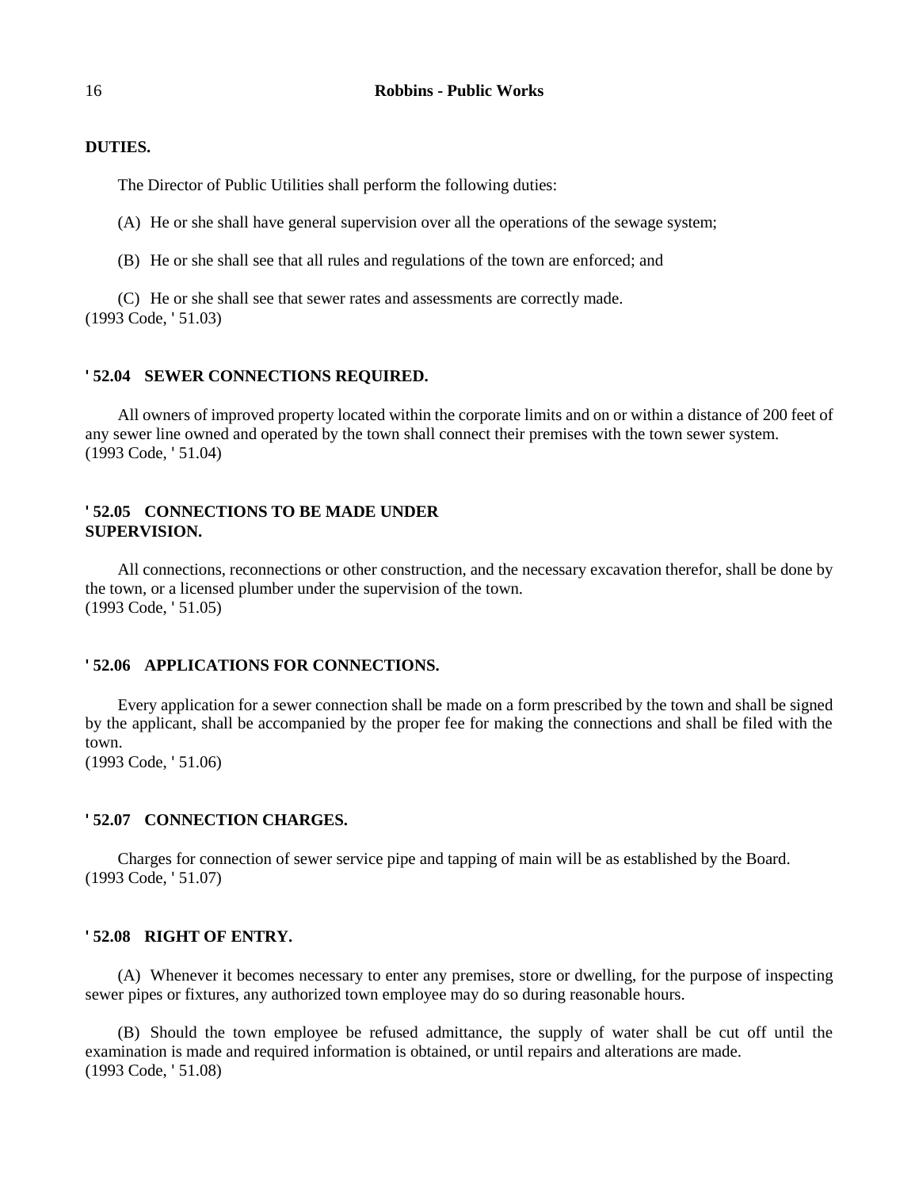**DUTIES.**

The Director of Public Utilities shall perform the following duties:

(A) He or she shall have general supervision over all the operations of the sewage system;

(B) He or she shall see that all rules and regulations of the town are enforced; and

(C) He or she shall see that sewer rates and assessments are correctly made.
(1993 Code, ' 51.03)

## ' 52.04 SEWER CONNECTIONS REQUIRED.

All owners of improved property located within the corporate limits and on or within a distance of 200 feet of any sewer line owned and operated by the town shall connect their premises with the town sewer system.
(1993 Code, ' 51.04)

## ' 52.05 CONNECTIONS TO BE MADE UNDER SUPERVISION.

All connections, reconnections or other construction, and the necessary excavation therefor, shall be done by the town, or a licensed plumber under the supervision of the town.
(1993 Code, ' 51.05)

## ' 52.06 APPLICATIONS FOR CONNECTIONS.

Every application for a sewer connection shall be made on a form prescribed by the town and shall be signed by the applicant, shall be accompanied by the proper fee for making the connections and shall be filed with the town.
(1993 Code, ' 51.06)

## ' 52.07 CONNECTION CHARGES.

Charges for connection of sewer service pipe and tapping of main will be as established by the Board.
(1993 Code, ' 51.07)

## ' 52.08 RIGHT OF ENTRY.

(A) Whenever it becomes necessary to enter any premises, store or dwelling, for the purpose of inspecting sewer pipes or fixtures, any authorized town employee may do so during reasonable hours.

(B) Should the town employee be refused admittance, the supply of water shall be cut off until the examination is made and required information is obtained, or until repairs and alterations are made.
(1993 Code, ' 51.08)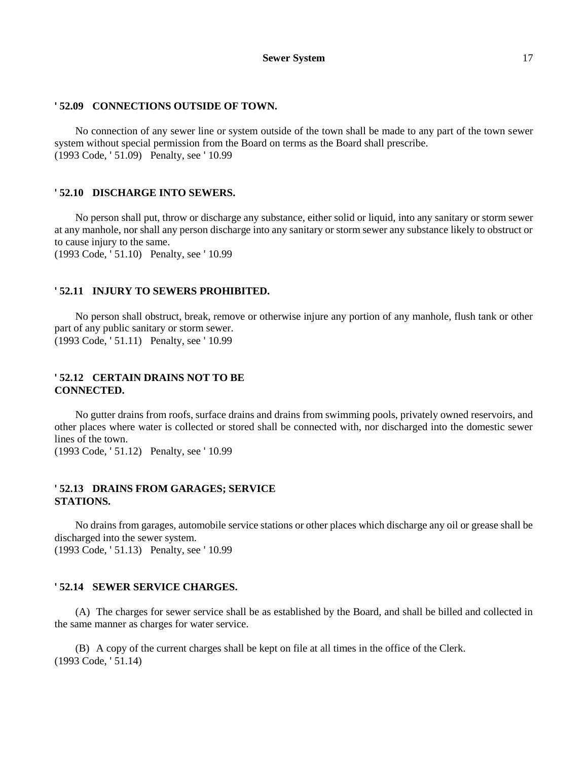### ' 52.09 CONNECTIONS OUTSIDE OF TOWN.

No connection of any sewer line or system outside of the town shall be made to any part of the town sewer system without special permission from the Board on terms as the Board shall prescribe.
(1993 Code, ' 51.09) Penalty, see ' 10.99

### ' 52.10 DISCHARGE INTO SEWERS.

No person shall put, throw or discharge any substance, either solid or liquid, into any sanitary or storm sewer at any manhole, nor shall any person discharge into any sanitary or storm sewer any substance likely to obstruct or to cause injury to the same.
(1993 Code, ' 51.10) Penalty, see ' 10.99

### ' 52.11 INJURY TO SEWERS PROHIBITED.

No person shall obstruct, break, remove or otherwise injure any portion of any manhole, flush tank or other part of any public sanitary or storm sewer.
(1993 Code, ' 51.11) Penalty, see ' 10.99

### ' 52.12 CERTAIN DRAINS NOT TO BE CONNECTED.

No gutter drains from roofs, surface drains and drains from swimming pools, privately owned reservoirs, and other places where water is collected or stored shall be connected with, nor discharged into the domestic sewer lines of the town.
(1993 Code, ' 51.12) Penalty, see ' 10.99

### ' 52.13 DRAINS FROM GARAGES; SERVICE STATIONS.

No drains from garages, automobile service stations or other places which discharge any oil or grease shall be discharged into the sewer system.
(1993 Code, ' 51.13) Penalty, see ' 10.99

### ' 52.14 SEWER SERVICE CHARGES.

(A) The charges for sewer service shall be as established by the Board, and shall be billed and collected in the same manner as charges for water service.

(B) A copy of the current charges shall be kept on file at all times in the office of the Clerk.
(1993 Code, ' 51.14)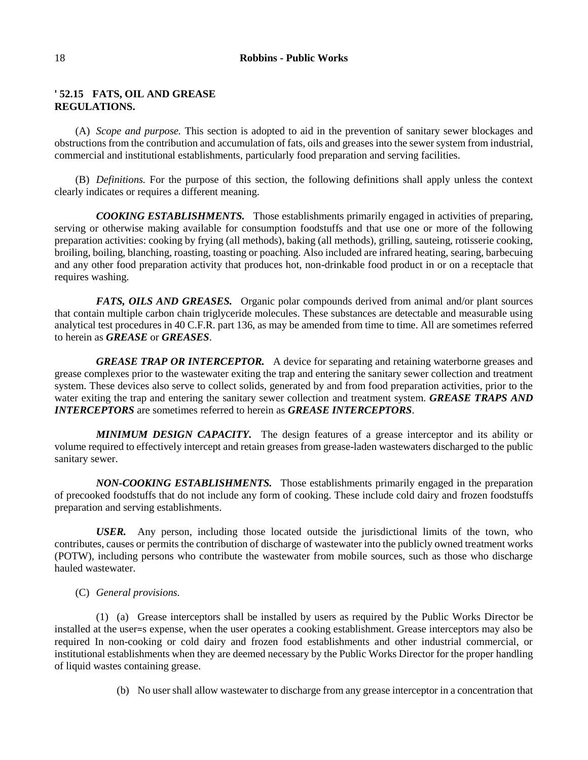## ' 52.15 FATS, OIL AND GREASE REGULATIONS.

(A) *Scope and purpose.* This section is adopted to aid in the prevention of sanitary sewer blockages and obstructions from the contribution and accumulation of fats, oils and greases into the sewer system from industrial, commercial and institutional establishments, particularly food preparation and serving facilities.

(B) *Definitions.* For the purpose of this section, the following definitions shall apply unless the context clearly indicates or requires a different meaning.

***COOKING ESTABLISHMENTS.*** Those establishments primarily engaged in activities of preparing, serving or otherwise making available for consumption foodstuffs and that use one or more of the following preparation activities: cooking by frying (all methods), baking (all methods), grilling, sauteing, rotisserie cooking, broiling, boiling, blanching, roasting, toasting or poaching. Also included are infrared heating, searing, barbecuing and any other food preparation activity that produces hot, non-drinkable food product in or on a receptacle that requires washing.

***FATS, OILS AND GREASES.*** Organic polar compounds derived from animal and/or plant sources that contain multiple carbon chain triglyceride molecules. These substances are detectable and measurable using analytical test procedures in 40 C.F.R. part 136, as may be amended from time to time. All are sometimes referred to herein as ***GREASE*** or ***GREASES***.

***GREASE TRAP OR INTERCEPTOR.*** A device for separating and retaining waterborne greases and grease complexes prior to the wastewater exiting the trap and entering the sanitary sewer collection and treatment system. These devices also serve to collect solids, generated by and from food preparation activities, prior to the water exiting the trap and entering the sanitary sewer collection and treatment system. ***GREASE TRAPS AND INTERCEPTORS*** are sometimes referred to herein as ***GREASE INTERCEPTORS***.

***MINIMUM DESIGN CAPACITY.*** The design features of a grease interceptor and its ability or volume required to effectively intercept and retain greases from grease-laden wastewaters discharged to the public sanitary sewer.

***NON-COOKING ESTABLISHMENTS.*** Those establishments primarily engaged in the preparation of precooked foodstuffs that do not include any form of cooking. These include cold dairy and frozen foodstuffs preparation and serving establishments.

***USER.*** Any person, including those located outside the jurisdictional limits of the town, who contributes, causes or permits the contribution of discharge of wastewater into the publicly owned treatment works (POTW), including persons who contribute the wastewater from mobile sources, such as those who discharge hauled wastewater.

(C) *General provisions.*

(1) (a) Grease interceptors shall be installed by users as required by the Public Works Director be installed at the user=s expense, when the user operates a cooking establishment. Grease interceptors may also be required In non-cooking or cold dairy and frozen food establishments and other industrial commercial, or institutional establishments when they are deemed necessary by the Public Works Director for the proper handling of liquid wastes containing grease.

(b) No user shall allow wastewater to discharge from any grease interceptor in a concentration that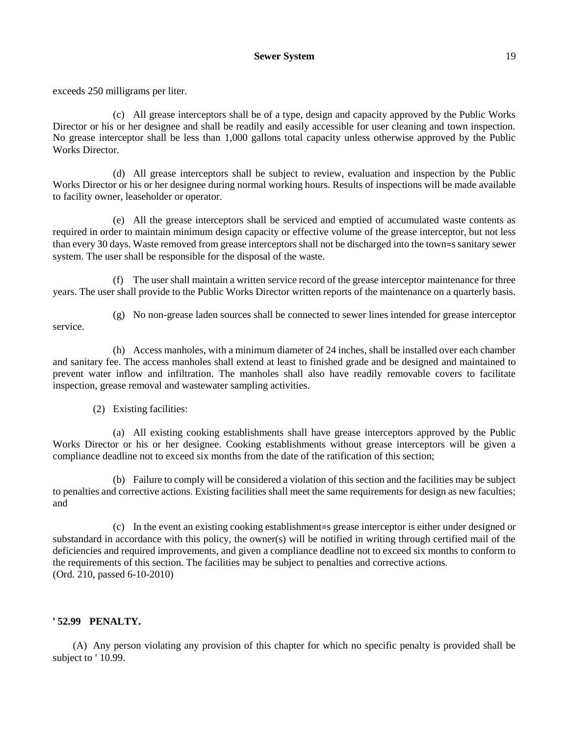exceeds 250 milligrams per liter.

(c) All grease interceptors shall be of a type, design and capacity approved by the Public Works Director or his or her designee and shall be readily and easily accessible for user cleaning and town inspection. No grease interceptor shall be less than 1,000 gallons total capacity unless otherwise approved by the Public Works Director.

(d) All grease interceptors shall be subject to review, evaluation and inspection by the Public Works Director or his or her designee during normal working hours. Results of inspections will be made available to facility owner, leaseholder or operator.

(e) All the grease interceptors shall be serviced and emptied of accumulated waste contents as required in order to maintain minimum design capacity or effective volume of the grease interceptor, but not less than every 30 days. Waste removed from grease interceptors shall not be discharged into the town=s sanitary sewer system. The user shall be responsible for the disposal of the waste.

(f) The user shall maintain a written service record of the grease interceptor maintenance for three years. The user shall provide to the Public Works Director written reports of the maintenance on a quarterly basis.

(g) No non-grease laden sources shall be connected to sewer lines intended for grease interceptor service.

(h) Access manholes, with a minimum diameter of 24 inches, shall be installed over each chamber and sanitary fee. The access manholes shall extend at least to finished grade and be designed and maintained to prevent water inflow and infiltration. The manholes shall also have readily removable covers to facilitate inspection, grease removal and wastewater sampling activities.

(2) Existing facilities:

(a) All existing cooking establishments shall have grease interceptors approved by the Public Works Director or his or her designee. Cooking establishments without grease interceptors will be given a compliance deadline not to exceed six months from the date of the ratification of this section;

(b) Failure to comply will be considered a violation of this section and the facilities may be subject to penalties and corrective actions. Existing facilities shall meet the same requirements for design as new faculties; and

(c) In the event an existing cooking establishment=s grease interceptor is either under designed or substandard in accordance with this policy, the owner(s) will be notified in writing through certified mail of the deficiencies and required improvements, and given a compliance deadline not to exceed six months to conform to the requirements of this section. The facilities may be subject to penalties and corrective actions.
(Ord. 210, passed 6-10-2010)

### ' 52.99 PENALTY.

(A) Any person violating any provision of this chapter for which no specific penalty is provided shall be subject to ' 10.99.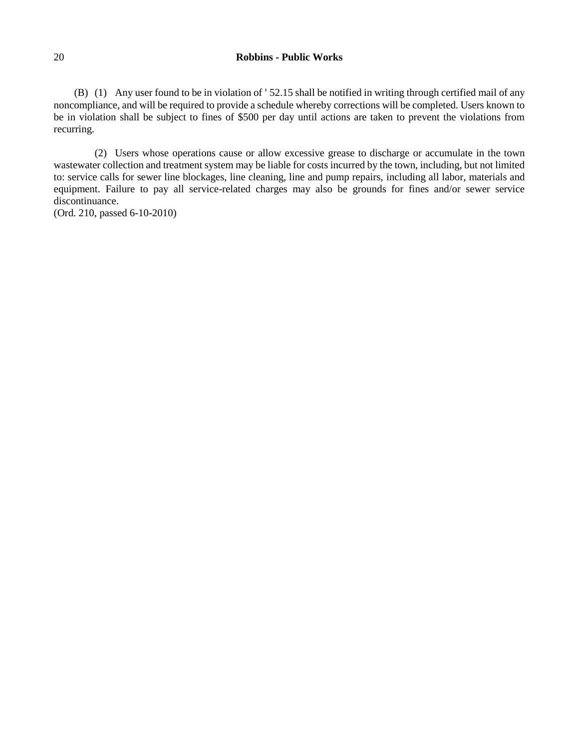(B) (1) Any user found to be in violation of ' 52.15 shall be notified in writing through certified mail of any noncompliance, and will be required to provide a schedule whereby corrections will be completed. Users known to be in violation shall be subject to fines of $500 per day until actions are taken to prevent the violations from recurring.

(2) Users whose operations cause or allow excessive grease to discharge or accumulate in the town wastewater collection and treatment system may be liable for costs incurred by the town, including, but not limited to: service calls for sewer line blockages, line cleaning, line and pump repairs, including all labor, materials and equipment. Failure to pay all service-related charges may also be grounds for fines and/or sewer service discontinuance.

(Ord. 210, passed 6-10-2010)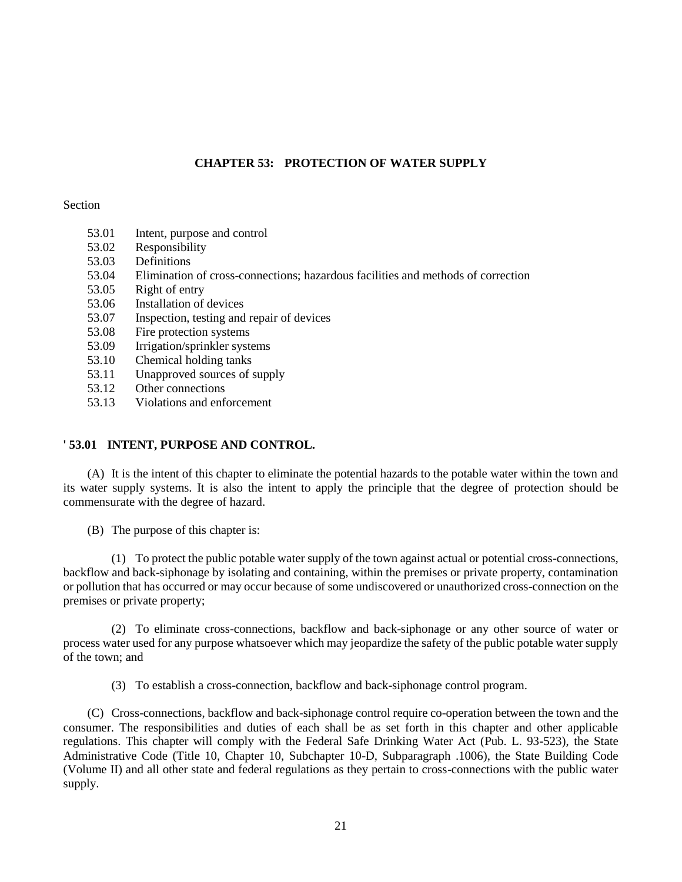# CHAPTER 53: PROTECTION OF WATER SUPPLY

Section

- 53.01 Intent, purpose and control
- 53.02 Responsibility
- 53.03 Definitions
- 53.04 Elimination of cross-connections; hazardous facilities and methods of correction
- 53.05 Right of entry
- 53.06 Installation of devices
- 53.07 Inspection, testing and repair of devices
- 53.08 Fire protection systems
- 53.09 Irrigation/sprinkler systems
- 53.10 Chemical holding tanks
- 53.11 Unapproved sources of supply
- 53.12 Other connections
- 53.13 Violations and enforcement

## ' 53.01 INTENT, PURPOSE AND CONTROL.

(A) It is the intent of this chapter to eliminate the potential hazards to the potable water within the town and its water supply systems. It is also the intent to apply the principle that the degree of protection should be commensurate with the degree of hazard.

(B) The purpose of this chapter is:

(1) To protect the public potable water supply of the town against actual or potential cross-connections, backflow and back-siphonage by isolating and containing, within the premises or private property, contamination or pollution that has occurred or may occur because of some undiscovered or unauthorized cross-connection on the premises or private property;

(2) To eliminate cross-connections, backflow and back-siphonage or any other source of water or process water used for any purpose whatsoever which may jeopardize the safety of the public potable water supply of the town; and

(3) To establish a cross-connection, backflow and back-siphonage control program.

(C) Cross-connections, backflow and back-siphonage control require co-operation between the town and the consumer. The responsibilities and duties of each shall be as set forth in this chapter and other applicable regulations. This chapter will comply with the Federal Safe Drinking Water Act (Pub. L. 93-523), the State Administrative Code (Title 10, Chapter 10, Subchapter 10-D, Subparagraph .1006), the State Building Code (Volume II) and all other state and federal regulations as they pertain to cross-connections with the public water supply.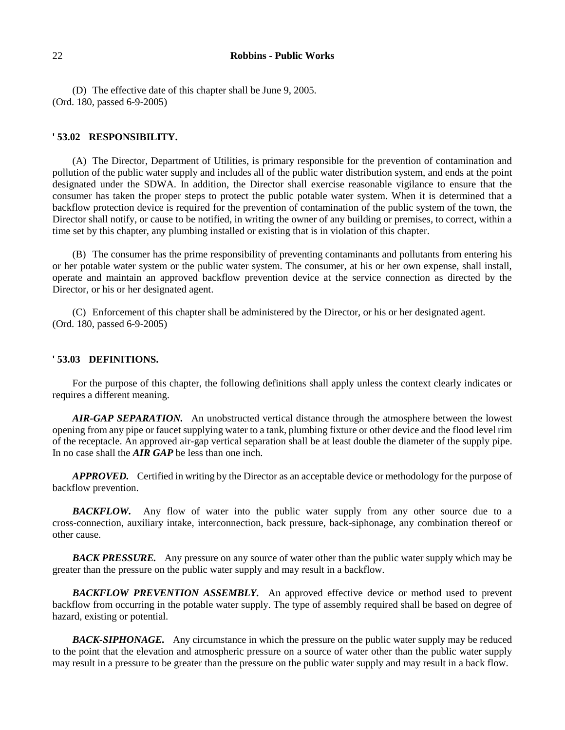(D) The effective date of this chapter shall be June 9, 2005.
(Ord. 180, passed 6-9-2005)

### ' 53.02 RESPONSIBILITY.

(A) The Director, Department of Utilities, is primary responsible for the prevention of contamination and pollution of the public water supply and includes all of the public water distribution system, and ends at the point designated under the SDWA. In addition, the Director shall exercise reasonable vigilance to ensure that the consumer has taken the proper steps to protect the public potable water system. When it is determined that a backflow protection device is required for the prevention of contamination of the public system of the town, the Director shall notify, or cause to be notified, in writing the owner of any building or premises, to correct, within a time set by this chapter, any plumbing installed or existing that is in violation of this chapter.

(B) The consumer has the prime responsibility of preventing contaminants and pollutants from entering his or her potable water system or the public water system. The consumer, at his or her own expense, shall install, operate and maintain an approved backflow prevention device at the service connection as directed by the Director, or his or her designated agent.

(C) Enforcement of this chapter shall be administered by the Director, or his or her designated agent.
(Ord. 180, passed 6-9-2005)

### ' 53.03 DEFINITIONS.

For the purpose of this chapter, the following definitions shall apply unless the context clearly indicates or requires a different meaning.

***AIR-GAP SEPARATION.*** An unobstructed vertical distance through the atmosphere between the lowest opening from any pipe or faucet supplying water to a tank, plumbing fixture or other device and the flood level rim of the receptacle. An approved air-gap vertical separation shall be at least double the diameter of the supply pipe. In no case shall the ***AIR GAP*** be less than one inch.

***APPROVED.*** Certified in writing by the Director as an acceptable device or methodology for the purpose of backflow prevention.

***BACKFLOW.*** Any flow of water into the public water supply from any other source due to a cross-connection, auxiliary intake, interconnection, back pressure, back-siphonage, any combination thereof or other cause.

***BACK PRESSURE.*** Any pressure on any source of water other than the public water supply which may be greater than the pressure on the public water supply and may result in a backflow.

***BACKFLOW PREVENTION ASSEMBLY.*** An approved effective device or method used to prevent backflow from occurring in the potable water supply. The type of assembly required shall be based on degree of hazard, existing or potential.

***BACK-SIPHONAGE.*** Any circumstance in which the pressure on the public water supply may be reduced to the point that the elevation and atmospheric pressure on a source of water other than the public water supply may result in a pressure to be greater than the pressure on the public water supply and may result in a back flow.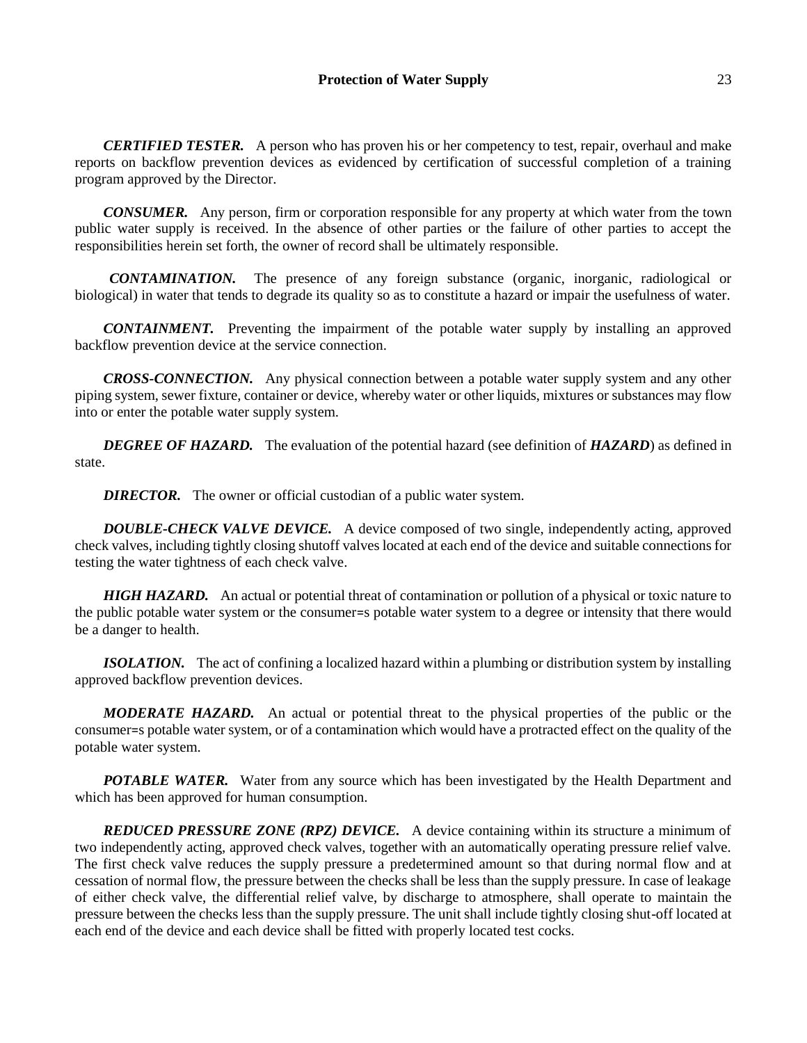***CERTIFIED TESTER.*** A person who has proven his or her competency to test, repair, overhaul and make reports on backflow prevention devices as evidenced by certification of successful completion of a training program approved by the Director.

***CONSUMER.*** Any person, firm or corporation responsible for any property at which water from the town public water supply is received. In the absence of other parties or the failure of other parties to accept the responsibilities herein set forth, the owner of record shall be ultimately responsible.

***CONTAMINATION.*** The presence of any foreign substance (organic, inorganic, radiological or biological) in water that tends to degrade its quality so as to constitute a hazard or impair the usefulness of water.

***CONTAINMENT.*** Preventing the impairment of the potable water supply by installing an approved backflow prevention device at the service connection.

***CROSS-CONNECTION.*** Any physical connection between a potable water supply system and any other piping system, sewer fixture, container or device, whereby water or other liquids, mixtures or substances may flow into or enter the potable water supply system.

***DEGREE OF HAZARD.*** The evaluation of the potential hazard (see definition of ***HAZARD***) as defined in state.

***DIRECTOR.*** The owner or official custodian of a public water system.

***DOUBLE-CHECK VALVE DEVICE.*** A device composed of two single, independently acting, approved check valves, including tightly closing shutoff valves located at each end of the device and suitable connections for testing the water tightness of each check valve.

***HIGH HAZARD.*** An actual or potential threat of contamination or pollution of a physical or toxic nature to the public potable water system or the consumer=s potable water system to a degree or intensity that there would be a danger to health.

***ISOLATION.*** The act of confining a localized hazard within a plumbing or distribution system by installing approved backflow prevention devices.

***MODERATE HAZARD.*** An actual or potential threat to the physical properties of the public or the consumer=s potable water system, or of a contamination which would have a protracted effect on the quality of the potable water system.

***POTABLE WATER.*** Water from any source which has been investigated by the Health Department and which has been approved for human consumption.

***REDUCED PRESSURE ZONE (RPZ) DEVICE.*** A device containing within its structure a minimum of two independently acting, approved check valves, together with an automatically operating pressure relief valve. The first check valve reduces the supply pressure a predetermined amount so that during normal flow and at cessation of normal flow, the pressure between the checks shall be less than the supply pressure. In case of leakage of either check valve, the differential relief valve, by discharge to atmosphere, shall operate to maintain the pressure between the checks less than the supply pressure. The unit shall include tightly closing shut-off located at each end of the device and each device shall be fitted with properly located test cocks.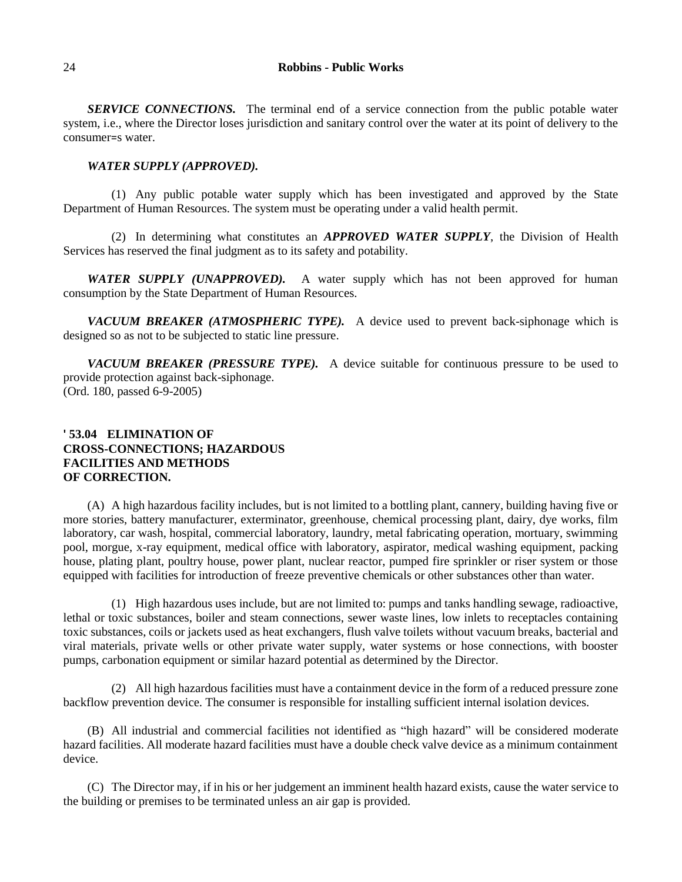***SERVICE CONNECTIONS.*** The terminal end of a service connection from the public potable water system, i.e., where the Director loses jurisdiction and sanitary control over the water at its point of delivery to the consumer=s water.

***WATER SUPPLY (APPROVED).***

(1) Any public potable water supply which has been investigated and approved by the State Department of Human Resources. The system must be operating under a valid health permit.

(2) In determining what constitutes an ***APPROVED WATER SUPPLY***, the Division of Health Services has reserved the final judgment as to its safety and potability.

***WATER SUPPLY (UNAPPROVED).*** A water supply which has not been approved for human consumption by the State Department of Human Resources.

***VACUUM BREAKER (ATMOSPHERIC TYPE).*** A device used to prevent back-siphonage which is designed so as not to be subjected to static line pressure.

***VACUUM BREAKER (PRESSURE TYPE).*** A device suitable for continuous pressure to be used to provide protection against back-siphonage.
(Ord. 180, passed 6-9-2005)

## ' 53.04 ELIMINATION OF CROSS-CONNECTIONS; HAZARDOUS FACILITIES AND METHODS OF CORRECTION.

(A) A high hazardous facility includes, but is not limited to a bottling plant, cannery, building having five or more stories, battery manufacturer, exterminator, greenhouse, chemical processing plant, dairy, dye works, film laboratory, car wash, hospital, commercial laboratory, laundry, metal fabricating operation, mortuary, swimming pool, morgue, x-ray equipment, medical office with laboratory, aspirator, medical washing equipment, packing house, plating plant, poultry house, power plant, nuclear reactor, pumped fire sprinkler or riser system or those equipped with facilities for introduction of freeze preventive chemicals or other substances other than water.

(1) High hazardous uses include, but are not limited to: pumps and tanks handling sewage, radioactive, lethal or toxic substances, boiler and steam connections, sewer waste lines, low inlets to receptacles containing toxic substances, coils or jackets used as heat exchangers, flush valve toilets without vacuum breaks, bacterial and viral materials, private wells or other private water supply, water systems or hose connections, with booster pumps, carbonation equipment or similar hazard potential as determined by the Director.

(2) All high hazardous facilities must have a containment device in the form of a reduced pressure zone backflow prevention device. The consumer is responsible for installing sufficient internal isolation devices.

(B) All industrial and commercial facilities not identified as "high hazard" will be considered moderate hazard facilities. All moderate hazard facilities must have a double check valve device as a minimum containment device.

(C) The Director may, if in his or her judgement an imminent health hazard exists, cause the water service to the building or premises to be terminated unless an air gap is provided.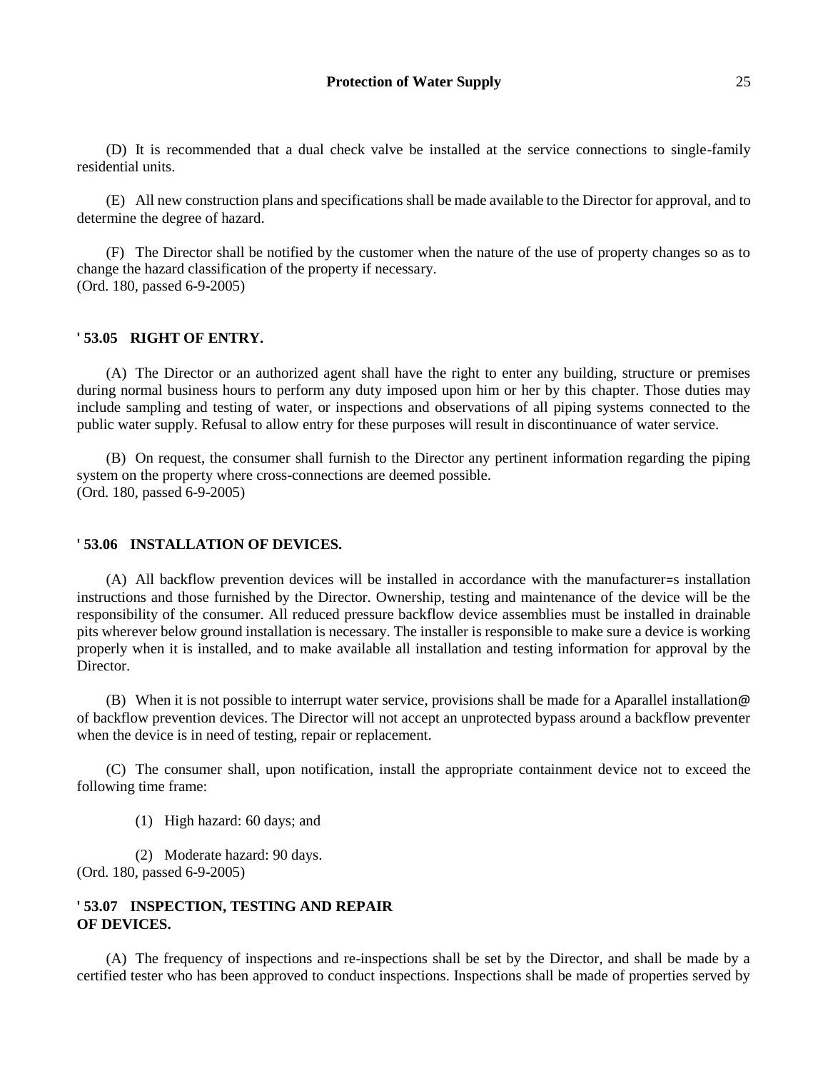(D) It is recommended that a dual check valve be installed at the service connections to single-family residential units.

(E) All new construction plans and specifications shall be made available to the Director for approval, and to determine the degree of hazard.

(F) The Director shall be notified by the customer when the nature of the use of property changes so as to change the hazard classification of the property if necessary.
(Ord. 180, passed 6-9-2005)

### ' 53.05 RIGHT OF ENTRY.

(A) The Director or an authorized agent shall have the right to enter any building, structure or premises during normal business hours to perform any duty imposed upon him or her by this chapter. Those duties may include sampling and testing of water, or inspections and observations of all piping systems connected to the public water supply. Refusal to allow entry for these purposes will result in discontinuance of water service.

(B) On request, the consumer shall furnish to the Director any pertinent information regarding the piping system on the property where cross-connections are deemed possible.
(Ord. 180, passed 6-9-2005)

### ' 53.06 INSTALLATION OF DEVICES.

(A) All backflow prevention devices will be installed in accordance with the manufacturer=s installation instructions and those furnished by the Director. Ownership, testing and maintenance of the device will be the responsibility of the consumer. All reduced pressure backflow device assemblies must be installed in drainable pits wherever below ground installation is necessary. The installer is responsible to make sure a device is working properly when it is installed, and to make available all installation and testing information for approval by the Director.

(B) When it is not possible to interrupt water service, provisions shall be made for a Aparallel installation@ of backflow prevention devices. The Director will not accept an unprotected bypass around a backflow preventer when the device is in need of testing, repair or replacement.

(C) The consumer shall, upon notification, install the appropriate containment device not to exceed the following time frame:

(1) High hazard: 60 days; and

(2) Moderate hazard: 90 days.
(Ord. 180, passed 6-9-2005)

### ' 53.07 INSPECTION, TESTING AND REPAIR OF DEVICES.

(A) The frequency of inspections and re-inspections shall be set by the Director, and shall be made by a certified tester who has been approved to conduct inspections. Inspections shall be made of properties served by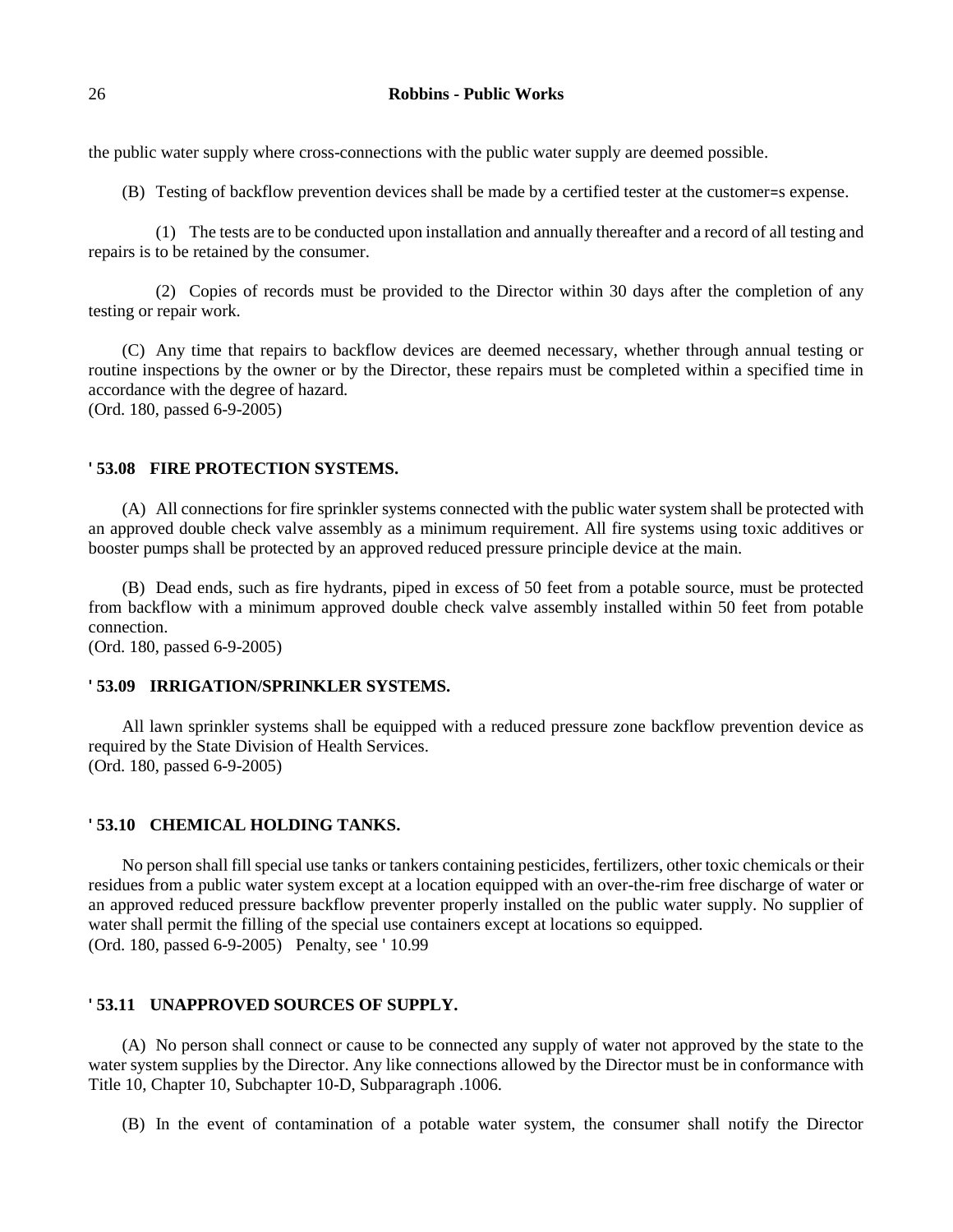the public water supply where cross-connections with the public water supply are deemed possible.

(B) Testing of backflow prevention devices shall be made by a certified tester at the customer=s expense.

(1) The tests are to be conducted upon installation and annually thereafter and a record of all testing and repairs is to be retained by the consumer.

(2) Copies of records must be provided to the Director within 30 days after the completion of any testing or repair work.

(C) Any time that repairs to backflow devices are deemed necessary, whether through annual testing or routine inspections by the owner or by the Director, these repairs must be completed within a specified time in accordance with the degree of hazard.
(Ord. 180, passed 6-9-2005)

## ' 53.08 FIRE PROTECTION SYSTEMS.

(A) All connections for fire sprinkler systems connected with the public water system shall be protected with an approved double check valve assembly as a minimum requirement. All fire systems using toxic additives or booster pumps shall be protected by an approved reduced pressure principle device at the main.

(B) Dead ends, such as fire hydrants, piped in excess of 50 feet from a potable source, must be protected from backflow with a minimum approved double check valve assembly installed within 50 feet from potable connection.
(Ord. 180, passed 6-9-2005)

## ' 53.09 IRRIGATION/SPRINKLER SYSTEMS.

All lawn sprinkler systems shall be equipped with a reduced pressure zone backflow prevention device as required by the State Division of Health Services.
(Ord. 180, passed 6-9-2005)

## ' 53.10 CHEMICAL HOLDING TANKS.

No person shall fill special use tanks or tankers containing pesticides, fertilizers, other toxic chemicals or their residues from a public water system except at a location equipped with an over-the-rim free discharge of water or an approved reduced pressure backflow preventer properly installed on the public water supply. No supplier of water shall permit the filling of the special use containers except at locations so equipped.
(Ord. 180, passed 6-9-2005) Penalty, see ' 10.99

## ' 53.11 UNAPPROVED SOURCES OF SUPPLY.

(A) No person shall connect or cause to be connected any supply of water not approved by the state to the water system supplies by the Director. Any like connections allowed by the Director must be in conformance with Title 10, Chapter 10, Subchapter 10-D, Subparagraph .1006.

(B) In the event of contamination of a potable water system, the consumer shall notify the Director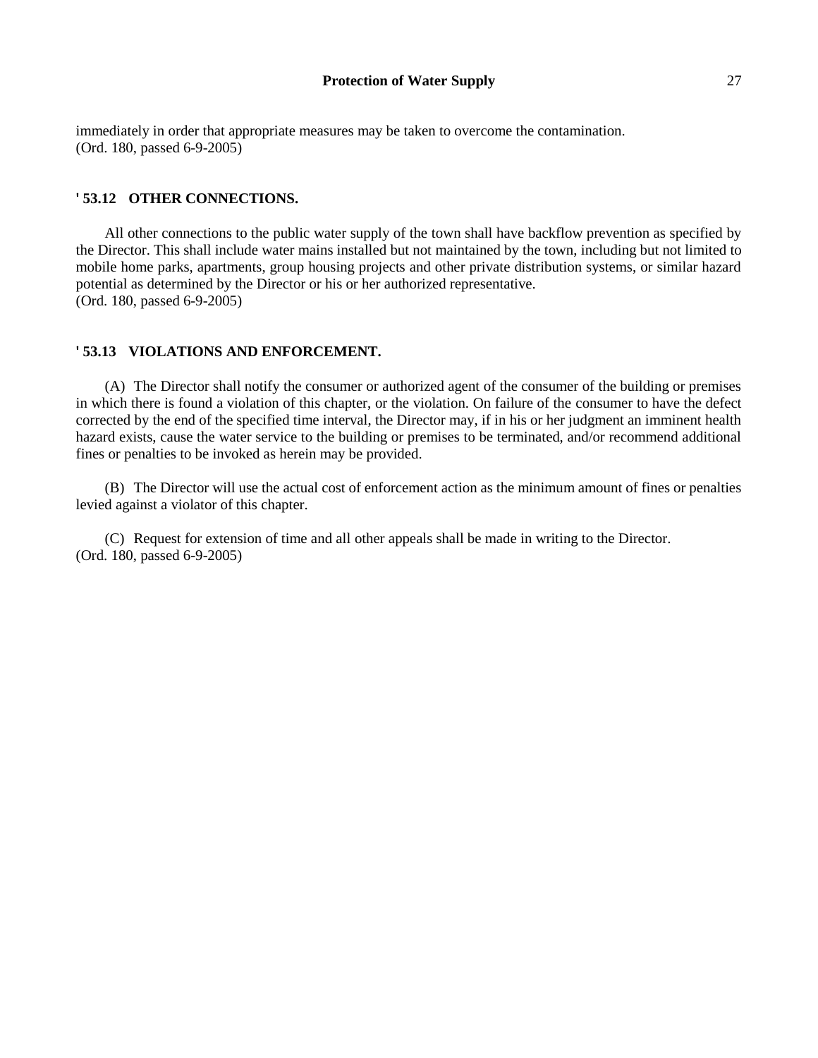immediately in order that appropriate measures may be taken to overcome the contamination.
(Ord. 180, passed 6-9-2005)

### ' 53.12 OTHER CONNECTIONS.

All other connections to the public water supply of the town shall have backflow prevention as specified by the Director. This shall include water mains installed but not maintained by the town, including but not limited to mobile home parks, apartments, group housing projects and other private distribution systems, or similar hazard potential as determined by the Director or his or her authorized representative.
(Ord. 180, passed 6-9-2005)

### ' 53.13 VIOLATIONS AND ENFORCEMENT.

(A) The Director shall notify the consumer or authorized agent of the consumer of the building or premises in which there is found a violation of this chapter, or the violation. On failure of the consumer to have the defect corrected by the end of the specified time interval, the Director may, if in his or her judgment an imminent health hazard exists, cause the water service to the building or premises to be terminated, and/or recommend additional fines or penalties to be invoked as herein may be provided.

(B) The Director will use the actual cost of enforcement action as the minimum amount of fines or penalties levied against a violator of this chapter.

(C) Request for extension of time and all other appeals shall be made in writing to the Director.
(Ord. 180, passed 6-9-2005)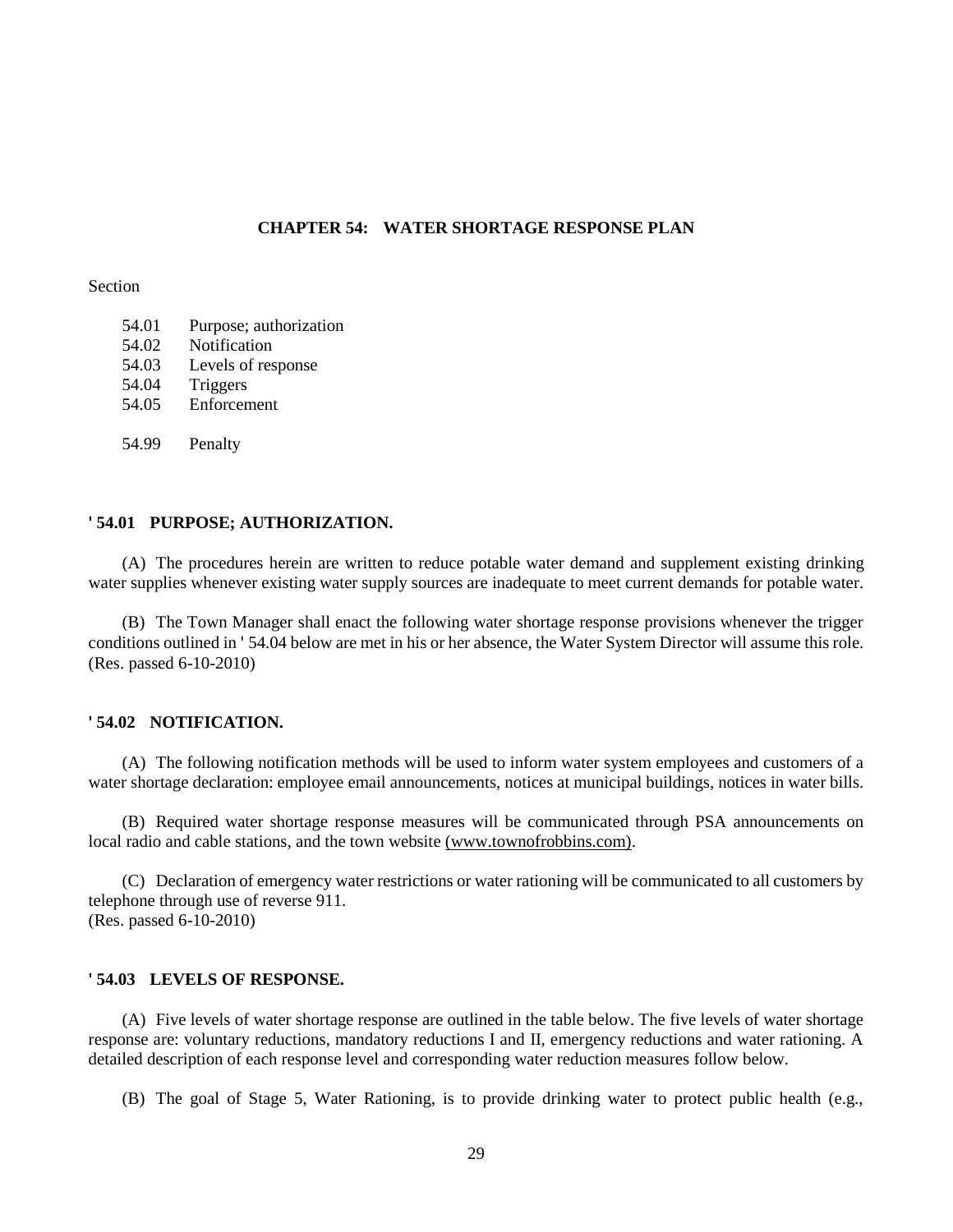## CHAPTER 54: WATER SHORTAGE RESPONSE PLAN

Section

54.01 Purpose; authorization
54.02 Notification
54.03 Levels of response
54.04 Triggers
54.05 Enforcement

54.99 Penalty

### ' 54.01 PURPOSE; AUTHORIZATION.

(A) The procedures herein are written to reduce potable water demand and supplement existing drinking water supplies whenever existing water supply sources are inadequate to meet current demands for potable water.

(B) The Town Manager shall enact the following water shortage response provisions whenever the trigger conditions outlined in ' 54.04 below are met in his or her absence, the Water System Director will assume this role.
(Res. passed 6-10-2010)

### ' 54.02 NOTIFICATION.

(A) The following notification methods will be used to inform water system employees and customers of a water shortage declaration: employee email announcements, notices at municipal buildings, notices in water bills.

(B) Required water shortage response measures will be communicated through PSA announcements on local radio and cable stations, and the town website (www.townofrobbins.com).

(C) Declaration of emergency water restrictions or water rationing will be communicated to all customers by telephone through use of reverse 911.
(Res. passed 6-10-2010)

### ' 54.03 LEVELS OF RESPONSE.

(A) Five levels of water shortage response are outlined in the table below. The five levels of water shortage response are: voluntary reductions, mandatory reductions I and II, emergency reductions and water rationing. A detailed description of each response level and corresponding water reduction measures follow below.

(B) The goal of Stage 5, Water Rationing, is to provide drinking water to protect public health (e.g.,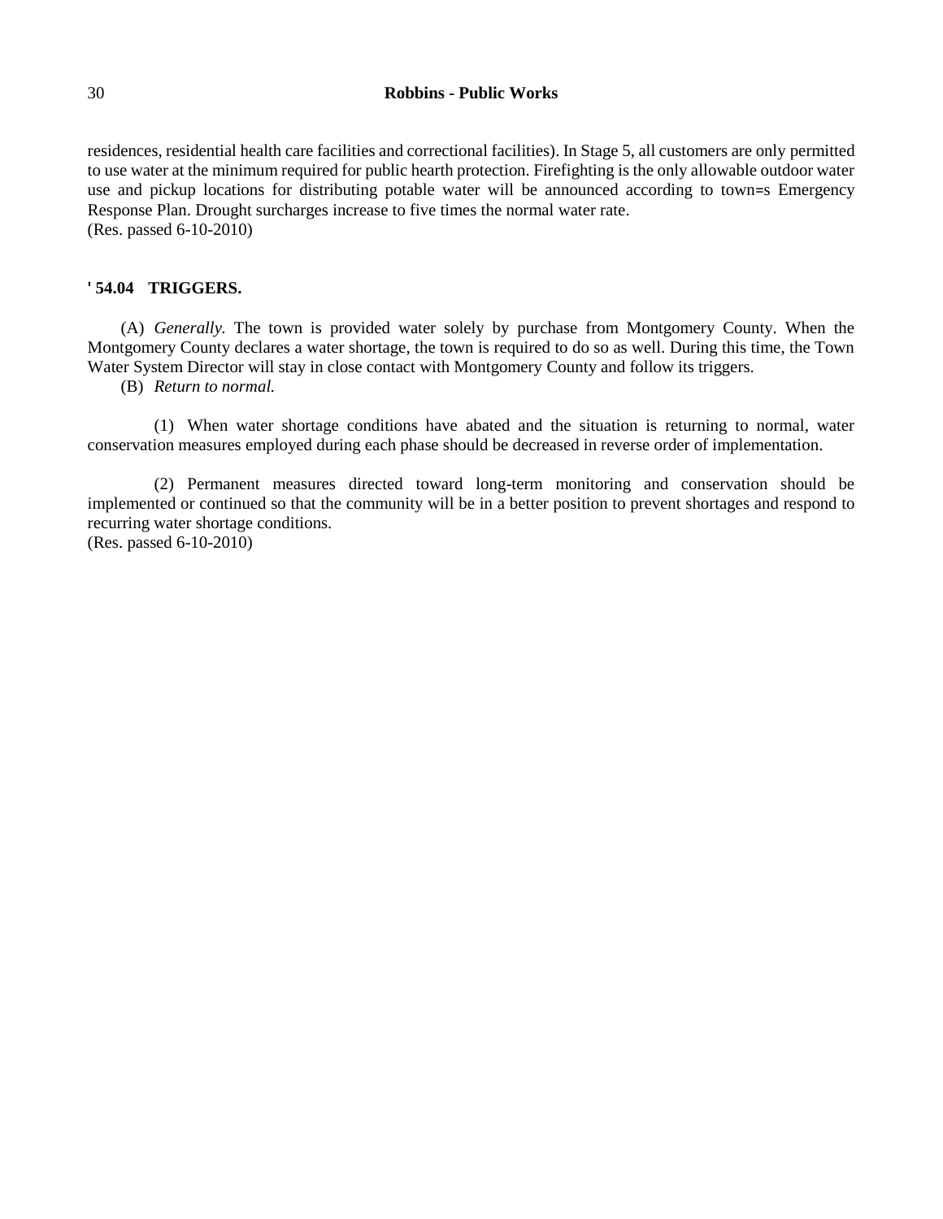residences, residential health care facilities and correctional facilities). In Stage 5, all customers are only permitted to use water at the minimum required for public hearth protection. Firefighting is the only allowable outdoor water use and pickup locations for distributing potable water will be announced according to town=s Emergency Response Plan. Drought surcharges increase to five times the normal water rate.
(Res. passed 6-10-2010)

**' 54.04 TRIGGERS.**

(A) *Generally.* The town is provided water solely by purchase from Montgomery County. When the Montgomery County declares a water shortage, the town is required to do so as well. During this time, the Town Water System Director will stay in close contact with Montgomery County and follow its triggers.

(B) *Return to normal.*

(1) When water shortage conditions have abated and the situation is returning to normal, water conservation measures employed during each phase should be decreased in reverse order of implementation.

(2) Permanent measures directed toward long-term monitoring and conservation should be implemented or continued so that the community will be in a better position to prevent shortages and respond to recurring water shortage conditions.
(Res. passed 6-10-2010)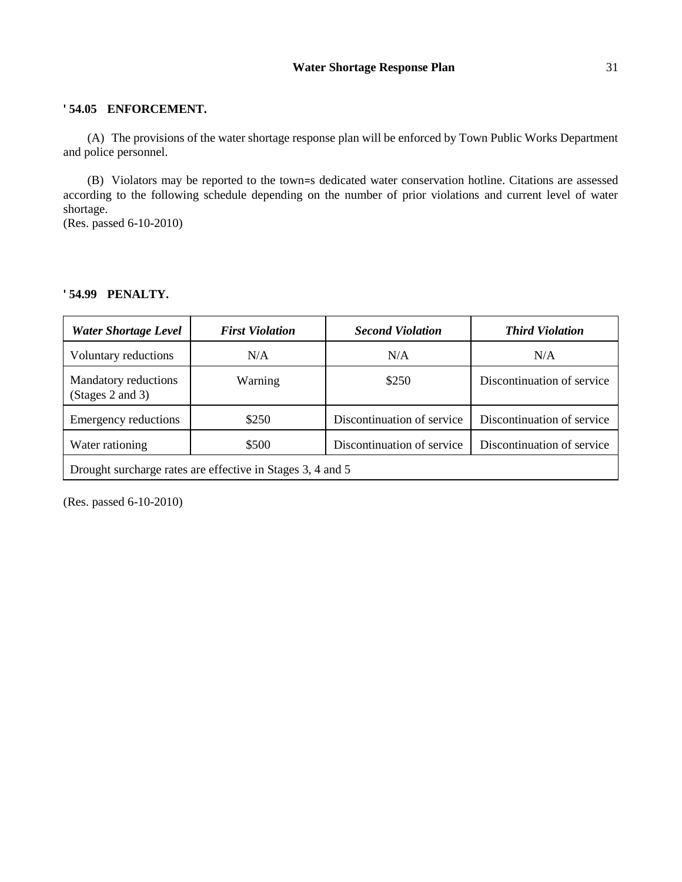### ' 54.05 ENFORCEMENT.

(A) The provisions of the water shortage response plan will be enforced by Town Public Works Department and police personnel.

(B) Violators may be reported to the town=s dedicated water conservation hotline. Citations are assessed according to the following schedule depending on the number of prior violations and current level of water shortage.
(Res. passed 6-10-2010)

### ' 54.99 PENALTY.

| ***Water Shortage Level*** | ***First Violation*** | ***Second Violation*** | ***Third Violation*** |
|---|---|---|---|
| Voluntary reductions | N/A | N/A | N/A |
| Mandatory reductions (Stages 2 and 3) | Warning | $250 | Discontinuation of service |
| Emergency reductions | $250 | Discontinuation of service | Discontinuation of service |
| Water rationing | $500 | Discontinuation of service | Discontinuation of service |
| Drought surcharge rates are effective in Stages 3, 4 and 5 | | | |

(Res. passed 6-10-2010)